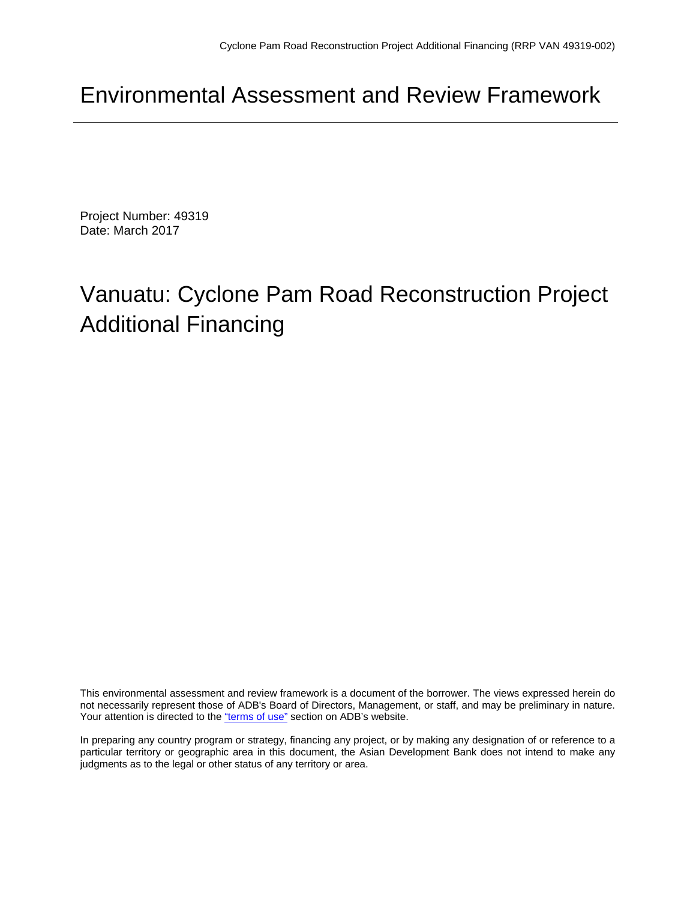# Environmental Assessment and Review Framework

Project Number: 49319
Date: March 2017

# Vanuatu: Cyclone Pam Road Reconstruction Project Additional Financing

This environmental assessment and review framework is a document of the borrower. The views expressed herein do not necessarily represent those of ADB's Board of Directors, Management, or staff, and may be preliminary in nature. Your attention is directed to the "terms of use" section on ADB's website.

In preparing any country program or strategy, financing any project, or by making any designation of or reference to a particular territory or geographic area in this document, the Asian Development Bank does not intend to make any judgments as to the legal or other status of any territory or area.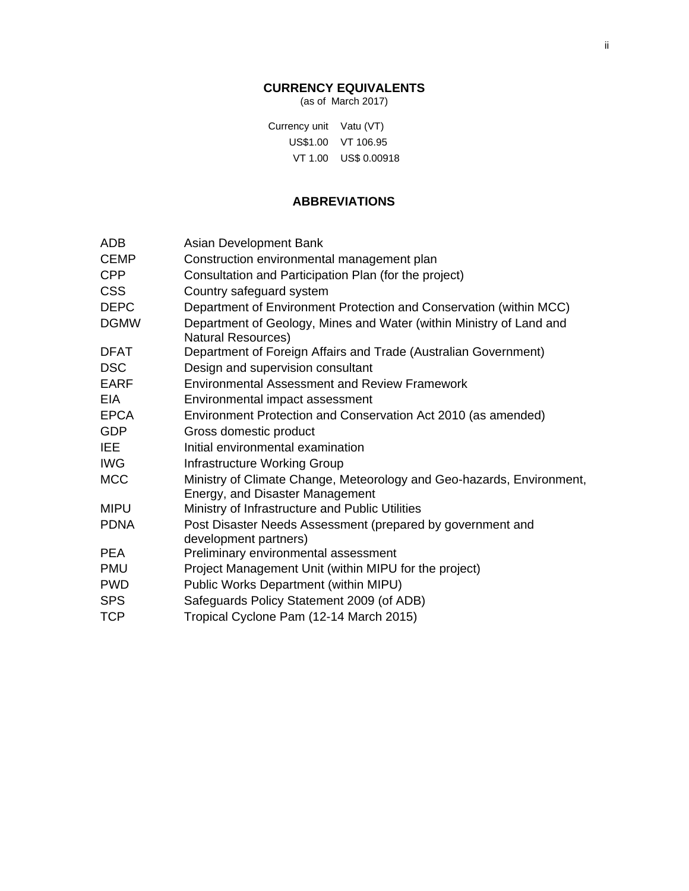## CURRENCY EQUIVALENTS

(as of March 2017)

| Currency unit | Vatu (VT) |
|---|---|
| US$1.00 | VT 106.95 |
| VT 1.00 | US$ 0.00918 |

## ABBREVIATIONS

| | |
|---|---|
| ADB | Asian Development Bank |
| CEMP | Construction environmental management plan |
| CPP | Consultation and Participation Plan (for the project) |
| CSS | Country safeguard system |
| DEPC | Department of Environment Protection and Conservation (within MCC) |
| DGMW | Department of Geology, Mines and Water (within Ministry of Land and Natural Resources) |
| DFAT | Department of Foreign Affairs and Trade (Australian Government) |
| DSC | Design and supervision consultant |
| EARF | Environmental Assessment and Review Framework |
| EIA | Environmental impact assessment |
| EPCA | Environment Protection and Conservation Act 2010 (as amended) |
| GDP | Gross domestic product |
| IEE | Initial environmental examination |
| IWG | Infrastructure Working Group |
| MCC | Ministry of Climate Change, Meteorology and Geo-hazards, Environment, Energy, and Disaster Management |
| MIPU | Ministry of Infrastructure and Public Utilities |
| PDNA | Post Disaster Needs Assessment (prepared by government and development partners) |
| PEA | Preliminary environmental assessment |
| PMU | Project Management Unit (within MIPU for the project) |
| PWD | Public Works Department (within MIPU) |
| SPS | Safeguards Policy Statement 2009 (of ADB) |
| TCP | Tropical Cyclone Pam (12-14 March 2015) |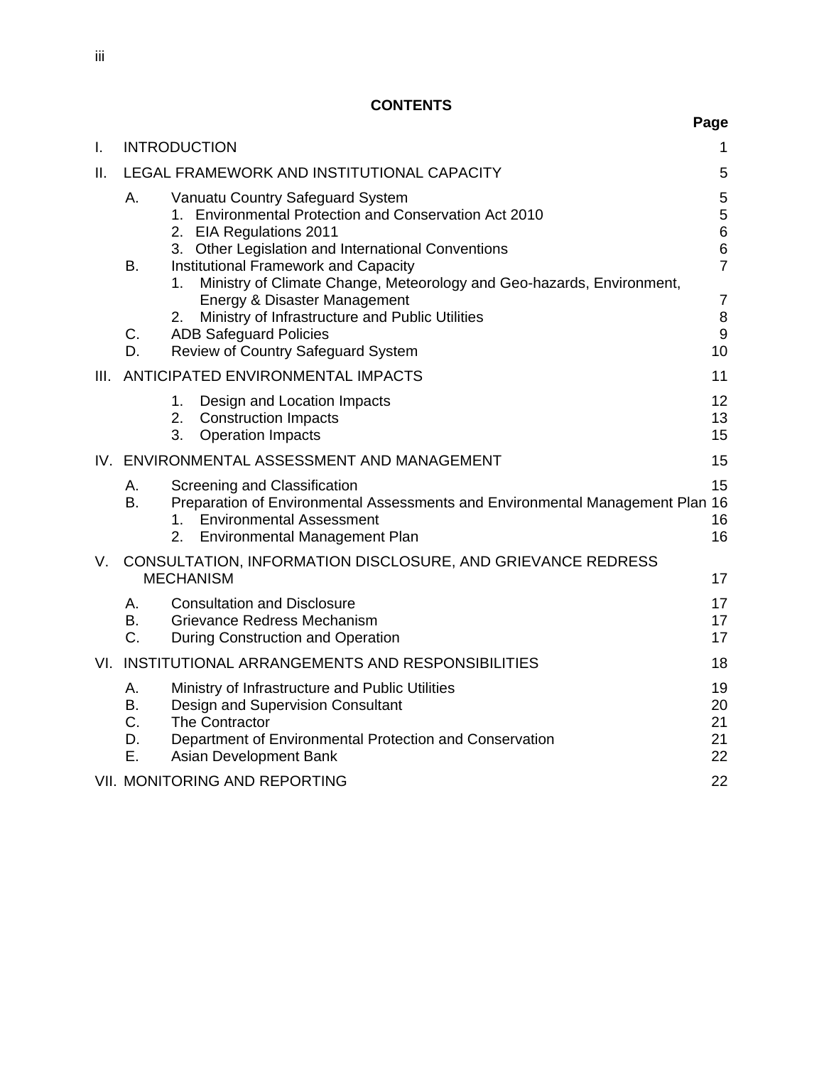# CONTENTS

| | | Page |
|---|---|---|
| I. | INTRODUCTION | 1 |
| II. | LEGAL FRAMEWORK AND INSTITUTIONAL CAPACITY | 5 |
| | A. Vanuatu Country Safeguard System | 5 |
| | 1. Environmental Protection and Conservation Act 2010 | 5 |
| | 2. EIA Regulations 2011 | 6 |
| | 3. Other Legislation and International Conventions | 6 |
| | B. Institutional Framework and Capacity | 7 |
| | 1. Ministry of Climate Change, Meteorology and Geo-hazards, Environment, Energy & Disaster Management | 7 |
| | 2. Ministry of Infrastructure and Public Utilities | 8 |
| | C. ADB Safeguard Policies | 9 |
| | D. Review of Country Safeguard System | 10 |
| III. | ANTICIPATED ENVIRONMENTAL IMPACTS | 11 |
| | 1. Design and Location Impacts | 12 |
| | 2. Construction Impacts | 13 |
| | 3. Operation Impacts | 15 |
| IV. | ENVIRONMENTAL ASSESSMENT AND MANAGEMENT | 15 |
| | A. Screening and Classification | 15 |
| | B. Preparation of Environmental Assessments and Environmental Management Plan | 16 |
| | 1. Environmental Assessment | 16 |
| | 2. Environmental Management Plan | 16 |
| V. | CONSULTATION, INFORMATION DISCLOSURE, AND GRIEVANCE REDRESS MECHANISM | 17 |
| | A. Consultation and Disclosure | 17 |
| | B. Grievance Redress Mechanism | 17 |
| | C. During Construction and Operation | 17 |
| VI. | INSTITUTIONAL ARRANGEMENTS AND RESPONSIBILITIES | 18 |
| | A. Ministry of Infrastructure and Public Utilities | 19 |
| | B. Design and Supervision Consultant | 20 |
| | C. The Contractor | 21 |
| | D. Department of Environmental Protection and Conservation | 21 |
| | E. Asian Development Bank | 22 |
| VII. | MONITORING AND REPORTING | 22 |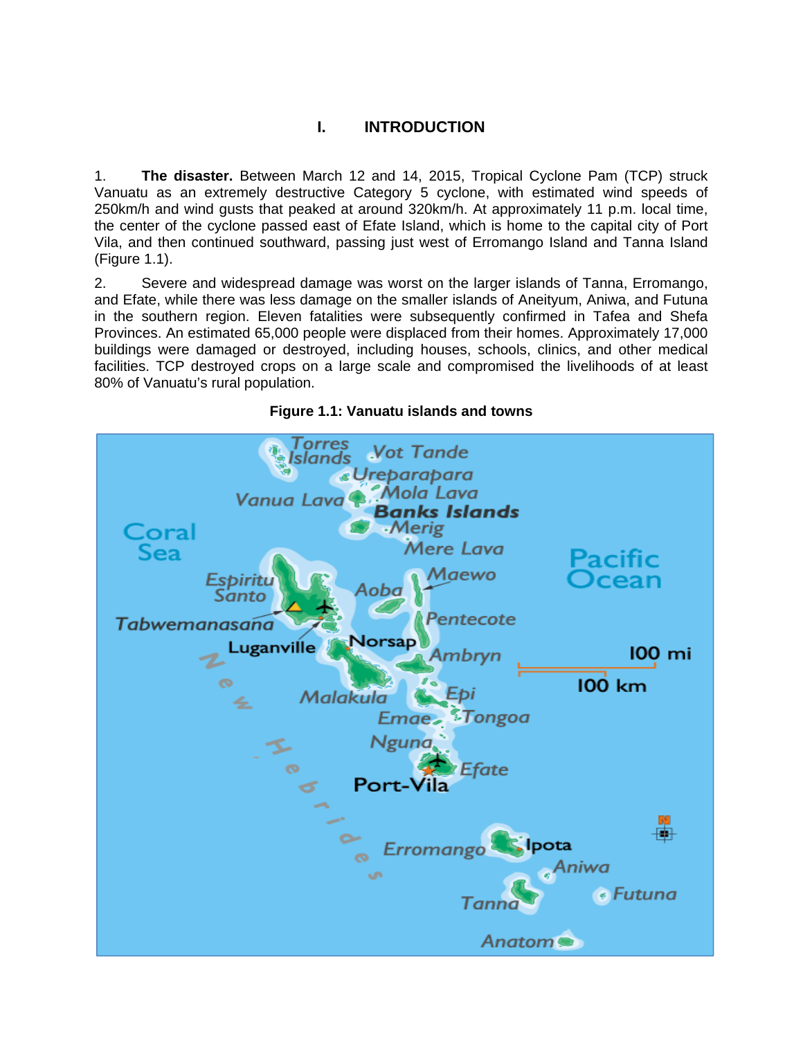# I. INTRODUCTION

1. **The disaster.** Between March 12 and 14, 2015, Tropical Cyclone Pam (TCP) struck Vanuatu as an extremely destructive Category 5 cyclone, with estimated wind speeds of 250km/h and wind gusts that peaked at around 320km/h. At approximately 11 p.m. local time, the center of the cyclone passed east of Efate Island, which is home to the capital city of Port Vila, and then continued southward, passing just west of Erromango Island and Tanna Island (Figure 1.1).

2. Severe and widespread damage was worst on the larger islands of Tanna, Erromango, and Efate, while there was less damage on the smaller islands of Aneityum, Aniwa, and Futuna in the southern region. Eleven fatalities were subsequently confirmed in Tafea and Shefa Provinces. An estimated 65,000 people were displaced from their homes. Approximately 17,000 buildings were damaged or destroyed, including houses, schools, clinics, and other medical facilities. TCP destroyed crops on a large scale and compromised the livelihoods of at least 80% of Vanuatu's rural population.

**Figure 1.1: Vanuatu islands and towns**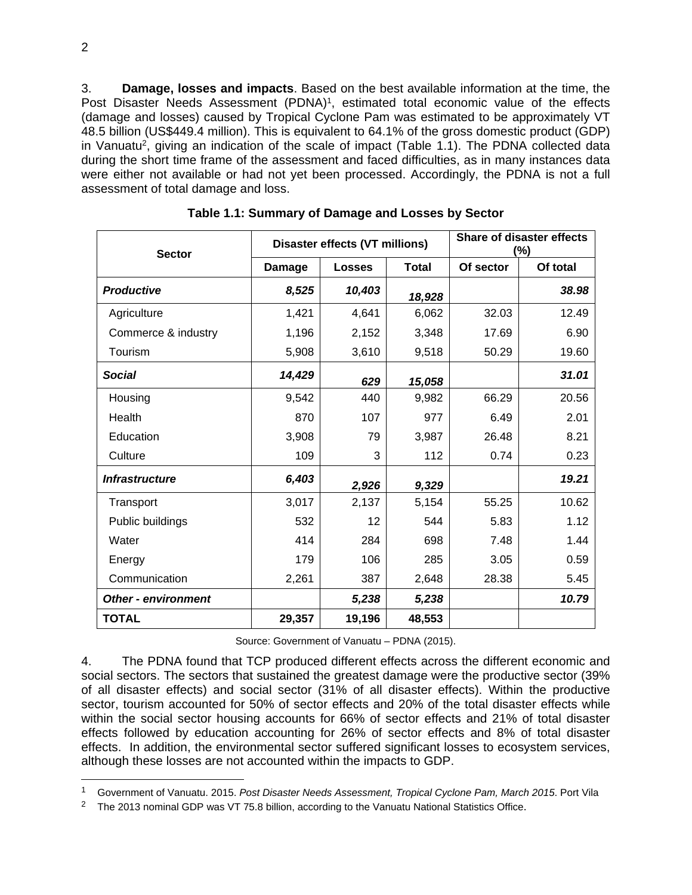3. **Damage, losses and impacts**. Based on the best available information at the time, the Post Disaster Needs Assessment (PDNA)[1], estimated total economic value of the effects (damage and losses) caused by Tropical Cyclone Pam was estimated to be approximately VT 48.5 billion (US$449.4 million). This is equivalent to 64.1% of the gross domestic product (GDP) in Vanuatu[2], giving an indication of the scale of impact (Table 1.1). The PDNA collected data during the short time frame of the assessment and faced difficulties, as in many instances data were either not available or had not yet been processed. Accordingly, the PDNA is not a full assessment of total damage and loss.

**Table 1.1: Summary of Damage and Losses by Sector**

| Sector | Disaster effects (VT millions) | | | Share of disaster effects (%) | |
|---|---|---|---|---|---|
| | Damage | Losses | Total | Of sector | Of total |
| ***Productive*** | ***8,525*** | ***10,403*** | ***18,928*** | | ***38.98*** |
| Agriculture | 1,421 | 4,641 | 6,062 | 32.03 | 12.49 |
| Commerce & industry | 1,196 | 2,152 | 3,348 | 17.69 | 6.90 |
| Tourism | 5,908 | 3,610 | 9,518 | 50.29 | 19.60 |
| ***Social*** | ***14,429*** | ***629*** | ***15,058*** | | ***31.01*** |
| Housing | 9,542 | 440 | 9,982 | 66.29 | 20.56 |
| Health | 870 | 107 | 977 | 6.49 | 2.01 |
| Education | 3,908 | 79 | 3,987 | 26.48 | 8.21 |
| Culture | 109 | 3 | 112 | 0.74 | 0.23 |
| ***Infrastructure*** | ***6,403*** | ***2,926*** | ***9,329*** | | ***19.21*** |
| Transport | 3,017 | 2,137 | 5,154 | 55.25 | 10.62 |
| Public buildings | 532 | 12 | 544 | 5.83 | 1.12 |
| Water | 414 | 284 | 698 | 7.48 | 1.44 |
| Energy | 179 | 106 | 285 | 3.05 | 0.59 |
| Communication | 2,261 | 387 | 2,648 | 28.38 | 5.45 |
| ***Other - environment*** | | ***5,238*** | ***5,238*** | | ***10.79*** |
| **TOTAL** | **29,357** | **19,196** | **48,553** | | |

Source: Government of Vanuatu – PDNA (2015).

4. The PDNA found that TCP produced different effects across the different economic and social sectors. The sectors that sustained the greatest damage were the productive sector (39% of all disaster effects) and social sector (31% of all disaster effects). Within the productive sector, tourism accounted for 50% of sector effects and 20% of the total disaster effects while within the social sector housing accounts for 66% of sector effects and 21% of total disaster effects followed by education accounting for 26% of sector effects and 8% of total disaster effects. In addition, the environmental sector suffered significant losses to ecosystem services, although these losses are not accounted within the impacts to GDP.

---

[1] Government of Vanuatu. 2015. *Post Disaster Needs Assessment, Tropical Cyclone Pam, March 2015*. Port Vila

[2] The 2013 nominal GDP was VT 75.8 billion, according to the Vanuatu National Statistics Office.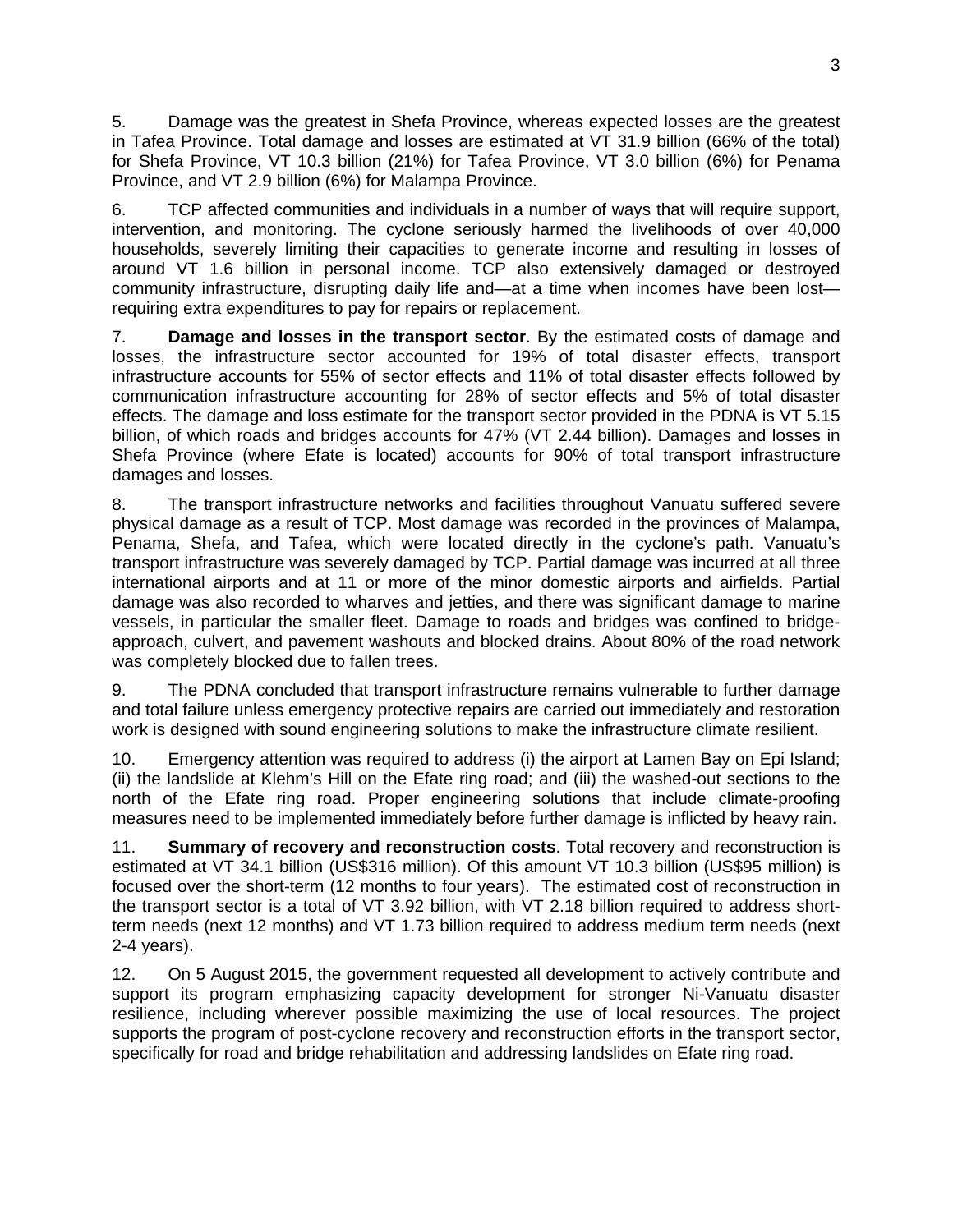5. Damage was the greatest in Shefa Province, whereas expected losses are the greatest in Tafea Province. Total damage and losses are estimated at VT 31.9 billion (66% of the total) for Shefa Province, VT 10.3 billion (21%) for Tafea Province, VT 3.0 billion (6%) for Penama Province, and VT 2.9 billion (6%) for Malampa Province.

6. TCP affected communities and individuals in a number of ways that will require support, intervention, and monitoring. The cyclone seriously harmed the livelihoods of over 40,000 households, severely limiting their capacities to generate income and resulting in losses of around VT 1.6 billion in personal income. TCP also extensively damaged or destroyed community infrastructure, disrupting daily life and—at a time when incomes have been lost—requiring extra expenditures to pay for repairs or replacement.

7. **Damage and losses in the transport sector**. By the estimated costs of damage and losses, the infrastructure sector accounted for 19% of total disaster effects, transport infrastructure accounts for 55% of sector effects and 11% of total disaster effects followed by communication infrastructure accounting for 28% of sector effects and 5% of total disaster effects. The damage and loss estimate for the transport sector provided in the PDNA is VT 5.15 billion, of which roads and bridges accounts for 47% (VT 2.44 billion). Damages and losses in Shefa Province (where Efate is located) accounts for 90% of total transport infrastructure damages and losses.

8. The transport infrastructure networks and facilities throughout Vanuatu suffered severe physical damage as a result of TCP. Most damage was recorded in the provinces of Malampa, Penama, Shefa, and Tafea, which were located directly in the cyclone's path. Vanuatu's transport infrastructure was severely damaged by TCP. Partial damage was incurred at all three international airports and at 11 or more of the minor domestic airports and airfields. Partial damage was also recorded to wharves and jetties, and there was significant damage to marine vessels, in particular the smaller fleet. Damage to roads and bridges was confined to bridge-approach, culvert, and pavement washouts and blocked drains. About 80% of the road network was completely blocked due to fallen trees.

9. The PDNA concluded that transport infrastructure remains vulnerable to further damage and total failure unless emergency protective repairs are carried out immediately and restoration work is designed with sound engineering solutions to make the infrastructure climate resilient.

10. Emergency attention was required to address (i) the airport at Lamen Bay on Epi Island; (ii) the landslide at Klehm's Hill on the Efate ring road; and (iii) the washed-out sections to the north of the Efate ring road. Proper engineering solutions that include climate-proofing measures need to be implemented immediately before further damage is inflicted by heavy rain.

11. **Summary of recovery and reconstruction costs**. Total recovery and reconstruction is estimated at VT 34.1 billion (US$316 million). Of this amount VT 10.3 billion (US$95 million) is focused over the short-term (12 months to four years). The estimated cost of reconstruction in the transport sector is a total of VT 3.92 billion, with VT 2.18 billion required to address short-term needs (next 12 months) and VT 1.73 billion required to address medium term needs (next 2-4 years).

12. On 5 August 2015, the government requested all development to actively contribute and support its program emphasizing capacity development for stronger Ni-Vanuatu disaster resilience, including wherever possible maximizing the use of local resources. The project supports the program of post-cyclone recovery and reconstruction efforts in the transport sector, specifically for road and bridge rehabilitation and addressing landslides on Efate ring road.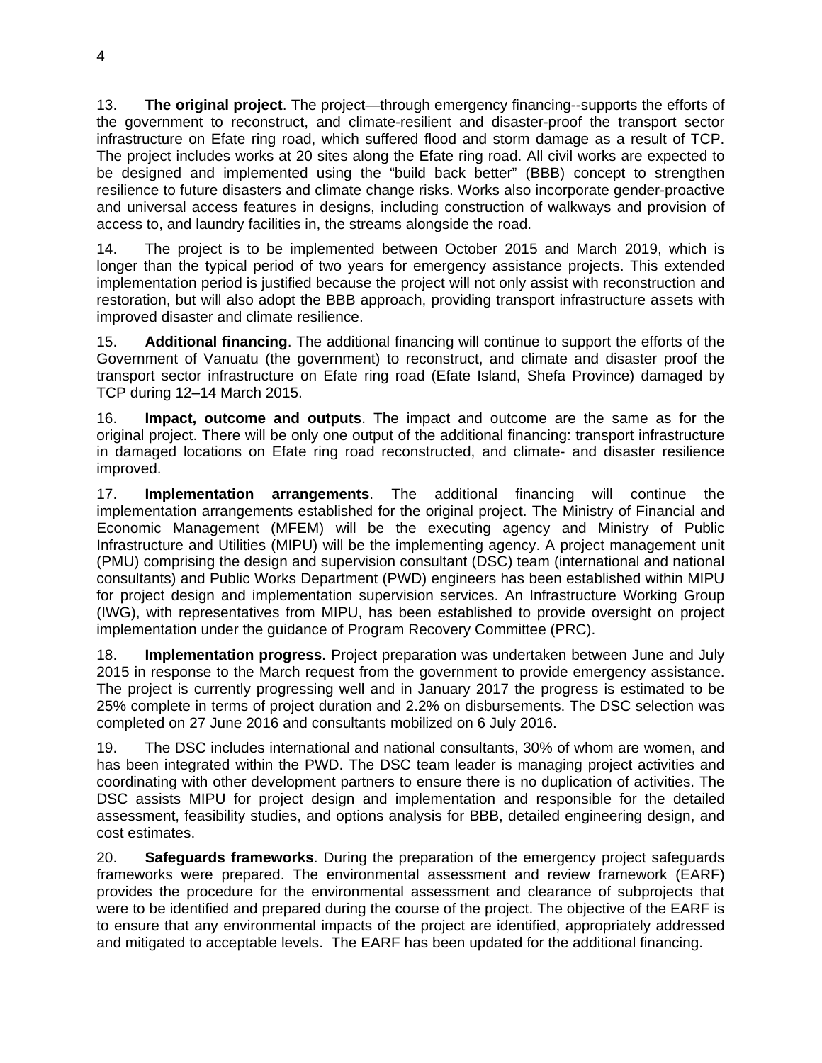13. **The original project**. The project—through emergency financing--supports the efforts of the government to reconstruct, and climate-resilient and disaster-proof the transport sector infrastructure on Efate ring road, which suffered flood and storm damage as a result of TCP. The project includes works at 20 sites along the Efate ring road. All civil works are expected to be designed and implemented using the "build back better" (BBB) concept to strengthen resilience to future disasters and climate change risks. Works also incorporate gender-proactive and universal access features in designs, including construction of walkways and provision of access to, and laundry facilities in, the streams alongside the road.

14. The project is to be implemented between October 2015 and March 2019, which is longer than the typical period of two years for emergency assistance projects. This extended implementation period is justified because the project will not only assist with reconstruction and restoration, but will also adopt the BBB approach, providing transport infrastructure assets with improved disaster and climate resilience.

15. **Additional financing**. The additional financing will continue to support the efforts of the Government of Vanuatu (the government) to reconstruct, and climate and disaster proof the transport sector infrastructure on Efate ring road (Efate Island, Shefa Province) damaged by TCP during 12–14 March 2015.

16. **Impact, outcome and outputs**. The impact and outcome are the same as for the original project. There will be only one output of the additional financing: transport infrastructure in damaged locations on Efate ring road reconstructed, and climate- and disaster resilience improved.

17. **Implementation arrangements**. The additional financing will continue the implementation arrangements established for the original project. The Ministry of Financial and Economic Management (MFEM) will be the executing agency and Ministry of Public Infrastructure and Utilities (MIPU) will be the implementing agency. A project management unit (PMU) comprising the design and supervision consultant (DSC) team (international and national consultants) and Public Works Department (PWD) engineers has been established within MIPU for project design and implementation supervision services. An Infrastructure Working Group (IWG), with representatives from MIPU, has been established to provide oversight on project implementation under the guidance of Program Recovery Committee (PRC).

18. **Implementation progress.** Project preparation was undertaken between June and July 2015 in response to the March request from the government to provide emergency assistance. The project is currently progressing well and in January 2017 the progress is estimated to be 25% complete in terms of project duration and 2.2% on disbursements. The DSC selection was completed on 27 June 2016 and consultants mobilized on 6 July 2016.

19. The DSC includes international and national consultants, 30% of whom are women, and has been integrated within the PWD. The DSC team leader is managing project activities and coordinating with other development partners to ensure there is no duplication of activities. The DSC assists MIPU for project design and implementation and responsible for the detailed assessment, feasibility studies, and options analysis for BBB, detailed engineering design, and cost estimates.

20. **Safeguards frameworks**. During the preparation of the emergency project safeguards frameworks were prepared. The environmental assessment and review framework (EARF) provides the procedure for the environmental assessment and clearance of subprojects that were to be identified and prepared during the course of the project. The objective of the EARF is to ensure that any environmental impacts of the project are identified, appropriately addressed and mitigated to acceptable levels. The EARF has been updated for the additional financing.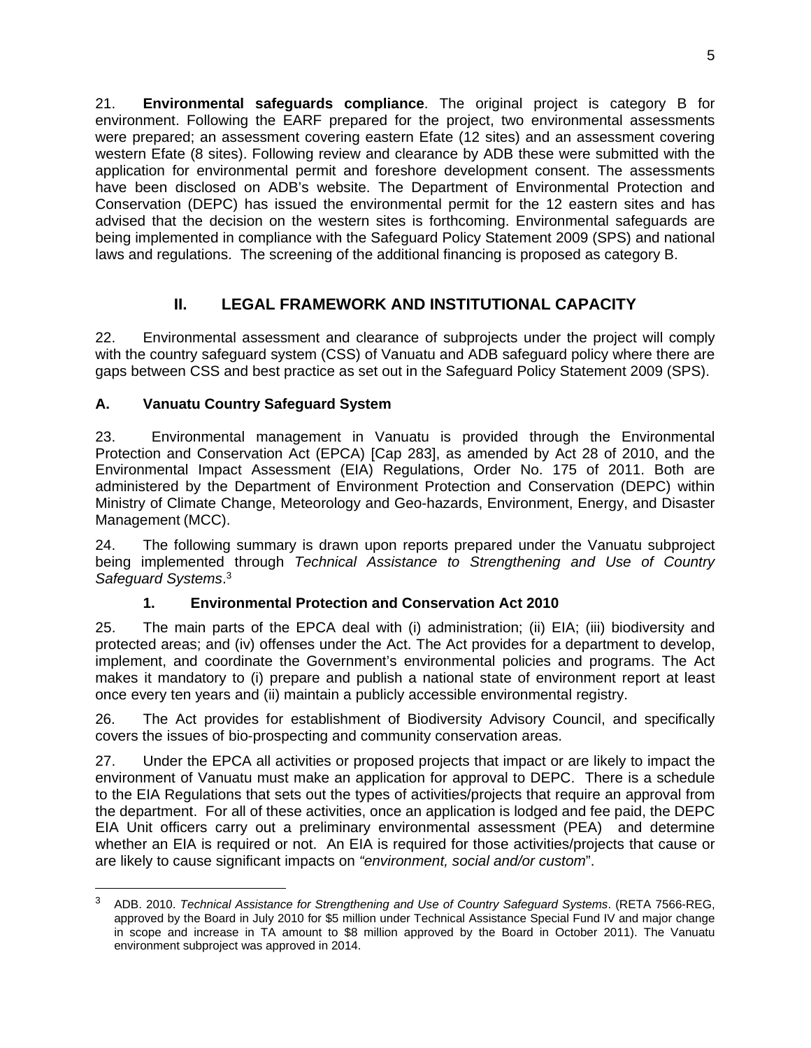21. **Environmental safeguards compliance**. The original project is category B for environment. Following the EARF prepared for the project, two environmental assessments were prepared; an assessment covering eastern Efate (12 sites) and an assessment covering western Efate (8 sites). Following review and clearance by ADB these were submitted with the application for environmental permit and foreshore development consent. The assessments have been disclosed on ADB's website. The Department of Environmental Protection and Conservation (DEPC) has issued the environmental permit for the 12 eastern sites and has advised that the decision on the western sites is forthcoming. Environmental safeguards are being implemented in compliance with the Safeguard Policy Statement 2009 (SPS) and national laws and regulations. The screening of the additional financing is proposed as category B.

## II. LEGAL FRAMEWORK AND INSTITUTIONAL CAPACITY

22. Environmental assessment and clearance of subprojects under the project will comply with the country safeguard system (CSS) of Vanuatu and ADB safeguard policy where there are gaps between CSS and best practice as set out in the Safeguard Policy Statement 2009 (SPS).

### A. Vanuatu Country Safeguard System

23. Environmental management in Vanuatu is provided through the Environmental Protection and Conservation Act (EPCA) [Cap 283], as amended by Act 28 of 2010, and the Environmental Impact Assessment (EIA) Regulations, Order No. 175 of 2011. Both are administered by the Department of Environment Protection and Conservation (DEPC) within Ministry of Climate Change, Meteorology and Geo-hazards, Environment, Energy, and Disaster Management (MCC).

24. The following summary is drawn upon reports prepared under the Vanuatu subproject being implemented through *Technical Assistance to Strengthening and Use of Country Safeguard Systems*.[3]

#### 1. Environmental Protection and Conservation Act 2010

25. The main parts of the EPCA deal with (i) administration; (ii) EIA; (iii) biodiversity and protected areas; and (iv) offenses under the Act. The Act provides for a department to develop, implement, and coordinate the Government's environmental policies and programs. The Act makes it mandatory to (i) prepare and publish a national state of environment report at least once every ten years and (ii) maintain a publicly accessible environmental registry.

26. The Act provides for establishment of Biodiversity Advisory Council, and specifically covers the issues of bio-prospecting and community conservation areas.

27. Under the EPCA all activities or proposed projects that impact or are likely to impact the environment of Vanuatu must make an application for approval to DEPC. There is a schedule to the EIA Regulations that sets out the types of activities/projects that require an approval from the department. For all of these activities, once an application is lodged and fee paid, the DEPC EIA Unit officers carry out a preliminary environmental assessment (PEA) and determine whether an EIA is required or not. An EIA is required for those activities/projects that cause or are likely to cause significant impacts on *"environment, social and/or custom*".

[3] ADB. 2010. *Technical Assistance for Strengthening and Use of Country Safeguard Systems*. (RETA 7566-REG, approved by the Board in July 2010 for $5 million under Technical Assistance Special Fund IV and major change in scope and increase in TA amount to $8 million approved by the Board in October 2011). The Vanuatu environment subproject was approved in 2014.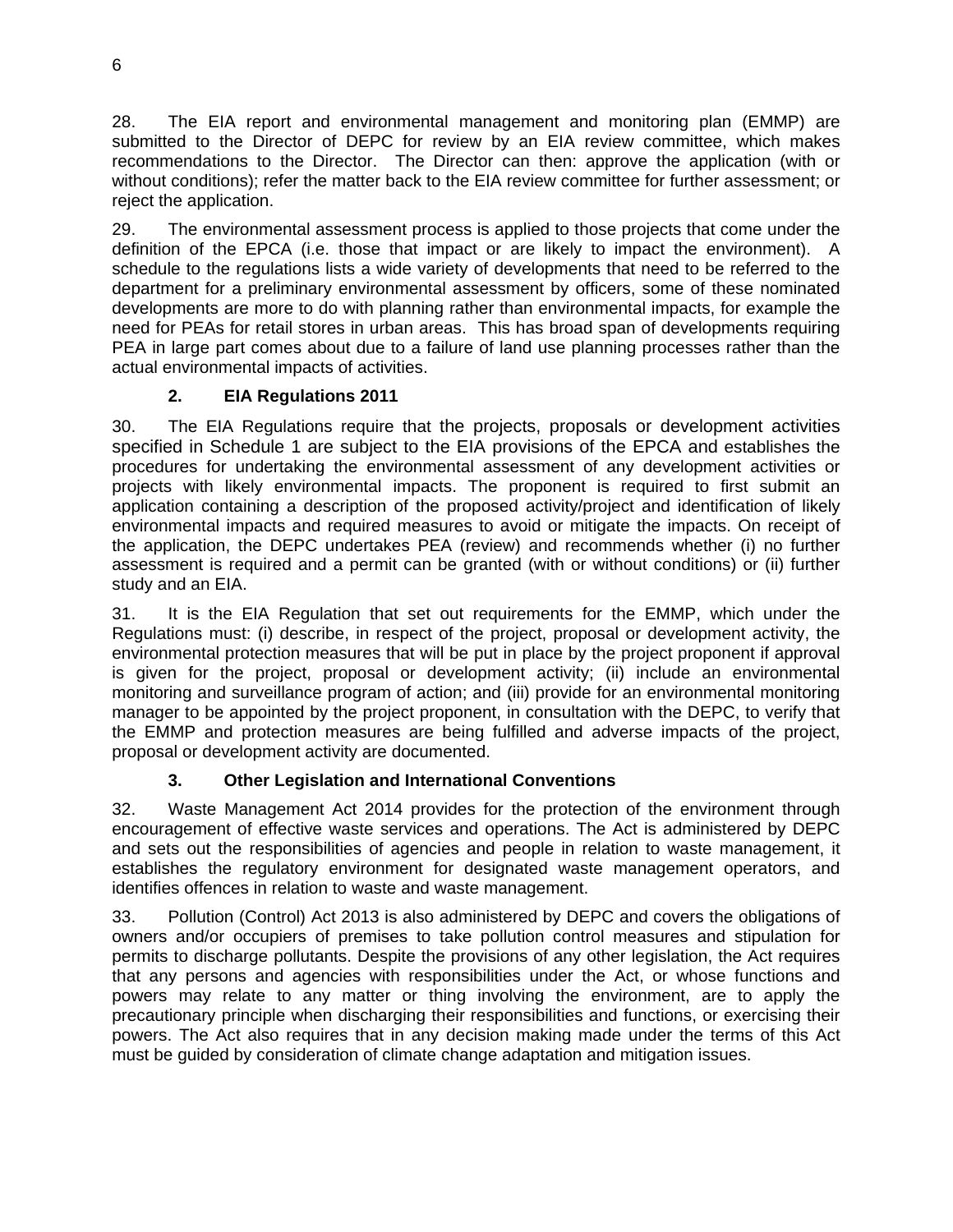28. The EIA report and environmental management and monitoring plan (EMMP) are submitted to the Director of DEPC for review by an EIA review committee, which makes recommendations to the Director. The Director can then: approve the application (with or without conditions); refer the matter back to the EIA review committee for further assessment; or reject the application.

29. The environmental assessment process is applied to those projects that come under the definition of the EPCA (i.e. those that impact or are likely to impact the environment). A schedule to the regulations lists a wide variety of developments that need to be referred to the department for a preliminary environmental assessment by officers, some of these nominated developments are more to do with planning rather than environmental impacts, for example the need for PEAs for retail stores in urban areas. This has broad span of developments requiring PEA in large part comes about due to a failure of land use planning processes rather than the actual environmental impacts of activities.

### 2. EIA Regulations 2011

30. The EIA Regulations require that the projects, proposals or development activities specified in Schedule 1 are subject to the EIA provisions of the EPCA and establishes the procedures for undertaking the environmental assessment of any development activities or projects with likely environmental impacts. The proponent is required to first submit an application containing a description of the proposed activity/project and identification of likely environmental impacts and required measures to avoid or mitigate the impacts. On receipt of the application, the DEPC undertakes PEA (review) and recommends whether (i) no further assessment is required and a permit can be granted (with or without conditions) or (ii) further study and an EIA.

31. It is the EIA Regulation that set out requirements for the EMMP, which under the Regulations must: (i) describe, in respect of the project, proposal or development activity, the environmental protection measures that will be put in place by the project proponent if approval is given for the project, proposal or development activity; (ii) include an environmental monitoring and surveillance program of action; and (iii) provide for an environmental monitoring manager to be appointed by the project proponent, in consultation with the DEPC, to verify that the EMMP and protection measures are being fulfilled and adverse impacts of the project, proposal or development activity are documented.

### 3. Other Legislation and International Conventions

32. Waste Management Act 2014 provides for the protection of the environment through encouragement of effective waste services and operations. The Act is administered by DEPC and sets out the responsibilities of agencies and people in relation to waste management, it establishes the regulatory environment for designated waste management operators, and identifies offences in relation to waste and waste management.

33. Pollution (Control) Act 2013 is also administered by DEPC and covers the obligations of owners and/or occupiers of premises to take pollution control measures and stipulation for permits to discharge pollutants. Despite the provisions of any other legislation, the Act requires that any persons and agencies with responsibilities under the Act, or whose functions and powers may relate to any matter or thing involving the environment, are to apply the precautionary principle when discharging their responsibilities and functions, or exercising their powers. The Act also requires that in any decision making made under the terms of this Act must be guided by consideration of climate change adaptation and mitigation issues.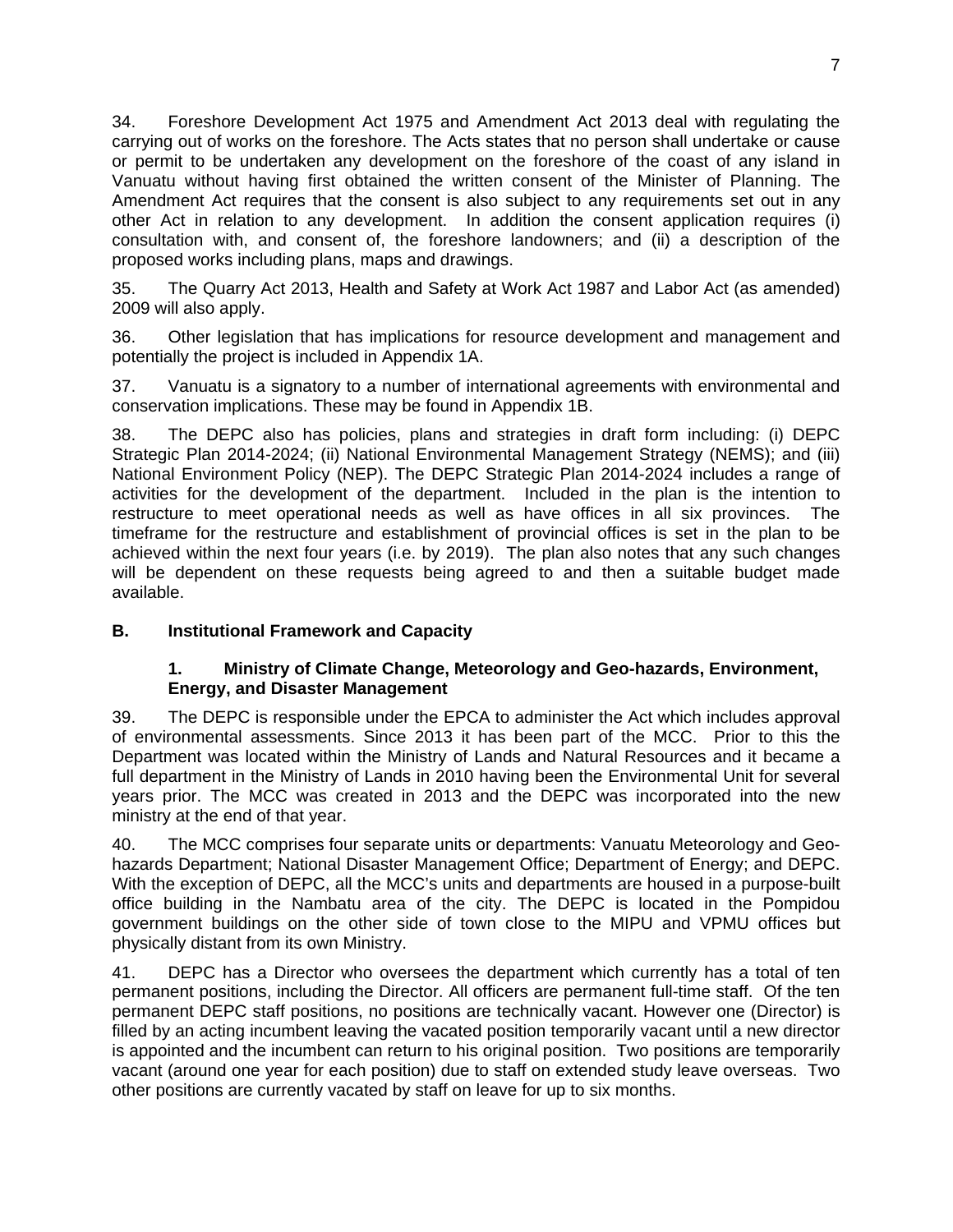34. Foreshore Development Act 1975 and Amendment Act 2013 deal with regulating the carrying out of works on the foreshore. The Acts states that no person shall undertake or cause or permit to be undertaken any development on the foreshore of the coast of any island in Vanuatu without having first obtained the written consent of the Minister of Planning. The Amendment Act requires that the consent is also subject to any requirements set out in any other Act in relation to any development. In addition the consent application requires (i) consultation with, and consent of, the foreshore landowners; and (ii) a description of the proposed works including plans, maps and drawings.

35. The Quarry Act 2013, Health and Safety at Work Act 1987 and Labor Act (as amended) 2009 will also apply.

36. Other legislation that has implications for resource development and management and potentially the project is included in Appendix 1A.

37. Vanuatu is a signatory to a number of international agreements with environmental and conservation implications. These may be found in Appendix 1B.

38. The DEPC also has policies, plans and strategies in draft form including: (i) DEPC Strategic Plan 2014-2024; (ii) National Environmental Management Strategy (NEMS); and (iii) National Environment Policy (NEP). The DEPC Strategic Plan 2014-2024 includes a range of activities for the development of the department. Included in the plan is the intention to restructure to meet operational needs as well as have offices in all six provinces. The timeframe for the restructure and establishment of provincial offices is set in the plan to be achieved within the next four years (i.e. by 2019). The plan also notes that any such changes will be dependent on these requests being agreed to and then a suitable budget made available.

## B. Institutional Framework and Capacity

### 1. Ministry of Climate Change, Meteorology and Geo-hazards, Environment, Energy, and Disaster Management

39. The DEPC is responsible under the EPCA to administer the Act which includes approval of environmental assessments. Since 2013 it has been part of the MCC. Prior to this the Department was located within the Ministry of Lands and Natural Resources and it became a full department in the Ministry of Lands in 2010 having been the Environmental Unit for several years prior. The MCC was created in 2013 and the DEPC was incorporated into the new ministry at the end of that year.

40. The MCC comprises four separate units or departments: Vanuatu Meteorology and Geo-hazards Department; National Disaster Management Office; Department of Energy; and DEPC. With the exception of DEPC, all the MCC's units and departments are housed in a purpose-built office building in the Nambatu area of the city. The DEPC is located in the Pompidou government buildings on the other side of town close to the MIPU and VPMU offices but physically distant from its own Ministry.

41. DEPC has a Director who oversees the department which currently has a total of ten permanent positions, including the Director. All officers are permanent full-time staff. Of the ten permanent DEPC staff positions, no positions are technically vacant. However one (Director) is filled by an acting incumbent leaving the vacated position temporarily vacant until a new director is appointed and the incumbent can return to his original position. Two positions are temporarily vacant (around one year for each position) due to staff on extended study leave overseas. Two other positions are currently vacated by staff on leave for up to six months.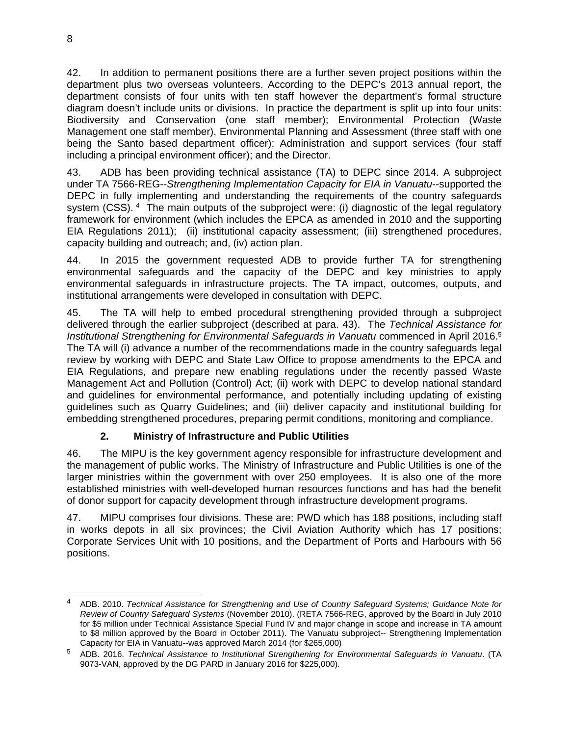42. In addition to permanent positions there are a further seven project positions within the department plus two overseas volunteers. According to the DEPC's 2013 annual report, the department consists of four units with ten staff however the department's formal structure diagram doesn't include units or divisions. In practice the department is split up into four units: Biodiversity and Conservation (one staff member); Environmental Protection (Waste Management one staff member), Environmental Planning and Assessment (three staff with one being the Santo based department officer); Administration and support services (four staff including a principal environment officer); and the Director.

43. ADB has been providing technical assistance (TA) to DEPC since 2014. A subproject under TA 7566-REG--*Strengthening Implementation Capacity for EIA in Vanuatu*--supported the DEPC in fully implementing and understanding the requirements of the country safeguards system (CSS).[4] The main outputs of the subproject were: (i) diagnostic of the legal regulatory framework for environment (which includes the EPCA as amended in 2010 and the supporting EIA Regulations 2011); (ii) institutional capacity assessment; (iii) strengthened procedures, capacity building and outreach; and, (iv) action plan.

44. In 2015 the government requested ADB to provide further TA for strengthening environmental safeguards and the capacity of the DEPC and key ministries to apply environmental safeguards in infrastructure projects. The TA impact, outcomes, outputs, and institutional arrangements were developed in consultation with DEPC.

45. The TA will help to embed procedural strengthening provided through a subproject delivered through the earlier subproject (described at para. 43). The *Technical Assistance for Institutional Strengthening for Environmental Safeguards in Vanuatu* commenced in April 2016.[5] The TA will (i) advance a number of the recommendations made in the country safeguards legal review by working with DEPC and State Law Office to propose amendments to the EPCA and EIA Regulations, and prepare new enabling regulations under the recently passed Waste Management Act and Pollution (Control) Act; (ii) work with DEPC to develop national standard and guidelines for environmental performance, and potentially including updating of existing guidelines such as Quarry Guidelines; and (iii) deliver capacity and institutional building for embedding strengthened procedures, preparing permit conditions, monitoring and compliance.

### 2. Ministry of Infrastructure and Public Utilities

46. The MIPU is the key government agency responsible for infrastructure development and the management of public works. The Ministry of Infrastructure and Public Utilities is one of the larger ministries within the government with over 250 employees. It is also one of the more established ministries with well-developed human resources functions and has had the benefit of donor support for capacity development through infrastructure development programs.

47. MIPU comprises four divisions. These are: PWD which has 188 positions, including staff in works depots in all six provinces; the Civil Aviation Authority which has 17 positions; Corporate Services Unit with 10 positions, and the Department of Ports and Harbours with 56 positions.

---

[4] ADB. 2010. *Technical Assistance for Strengthening and Use of Country Safeguard Systems; Guidance Note for Review of Country Safeguard Systems* (November 2010). (RETA 7566-REG, approved by the Board in July 2010 for $5 million under Technical Assistance Special Fund IV and major change in scope and increase in TA amount to $8 million approved by the Board in October 2011). The Vanuatu subproject-- Strengthening Implementation Capacity for EIA in Vanuatu--was approved March 2014 (for $265,000)

[5] ADB. 2016. *Technical Assistance to Institutional Strengthening for Environmental Safeguards in Vanuatu*. (TA 9073-VAN, approved by the DG PARD in January 2016 for $225,000).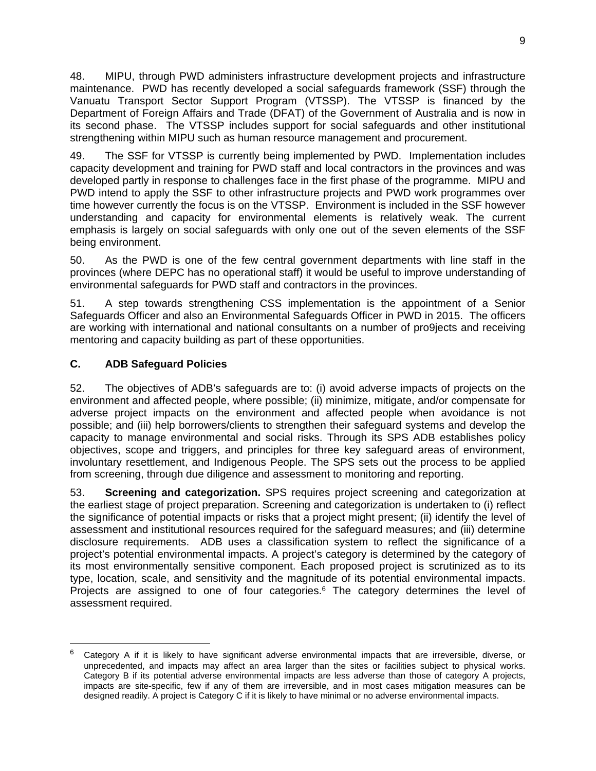48. MIPU, through PWD administers infrastructure development projects and infrastructure maintenance. PWD has recently developed a social safeguards framework (SSF) through the Vanuatu Transport Sector Support Program (VTSSP). The VTSSP is financed by the Department of Foreign Affairs and Trade (DFAT) of the Government of Australia and is now in its second phase. The VTSSP includes support for social safeguards and other institutional strengthening within MIPU such as human resource management and procurement.

49. The SSF for VTSSP is currently being implemented by PWD. Implementation includes capacity development and training for PWD staff and local contractors in the provinces and was developed partly in response to challenges face in the first phase of the programme. MIPU and PWD intend to apply the SSF to other infrastructure projects and PWD work programmes over time however currently the focus is on the VTSSP. Environment is included in the SSF however understanding and capacity for environmental elements is relatively weak. The current emphasis is largely on social safeguards with only one out of the seven elements of the SSF being environment.

50. As the PWD is one of the few central government departments with line staff in the provinces (where DEPC has no operational staff) it would be useful to improve understanding of environmental safeguards for PWD staff and contractors in the provinces.

51. A step towards strengthening CSS implementation is the appointment of a Senior Safeguards Officer and also an Environmental Safeguards Officer in PWD in 2015. The officers are working with international and national consultants on a number of pro9jects and receiving mentoring and capacity building as part of these opportunities.

### C. ADB Safeguard Policies

52. The objectives of ADB's safeguards are to: (i) avoid adverse impacts of projects on the environment and affected people, where possible; (ii) minimize, mitigate, and/or compensate for adverse project impacts on the environment and affected people when avoidance is not possible; and (iii) help borrowers/clients to strengthen their safeguard systems and develop the capacity to manage environmental and social risks. Through its SPS ADB establishes policy objectives, scope and triggers, and principles for three key safeguard areas of environment, involuntary resettlement, and Indigenous People. The SPS sets out the process to be applied from screening, through due diligence and assessment to monitoring and reporting.

53. **Screening and categorization.** SPS requires project screening and categorization at the earliest stage of project preparation. Screening and categorization is undertaken to (i) reflect the significance of potential impacts or risks that a project might present; (ii) identify the level of assessment and institutional resources required for the safeguard measures; and (iii) determine disclosure requirements. ADB uses a classification system to reflect the significance of a project's potential environmental impacts. A project's category is determined by the category of its most environmentally sensitive component. Each proposed project is scrutinized as to its type, location, scale, and sensitivity and the magnitude of its potential environmental impacts. Projects are assigned to one of four categories.[6] The category determines the level of assessment required.

---

[6] Category A if it is likely to have significant adverse environmental impacts that are irreversible, diverse, or unprecedented, and impacts may affect an area larger than the sites or facilities subject to physical works. Category B if its potential adverse environmental impacts are less adverse than those of category A projects, impacts are site-specific, few if any of them are irreversible, and in most cases mitigation measures can be designed readily. A project is Category C if it is likely to have minimal or no adverse environmental impacts.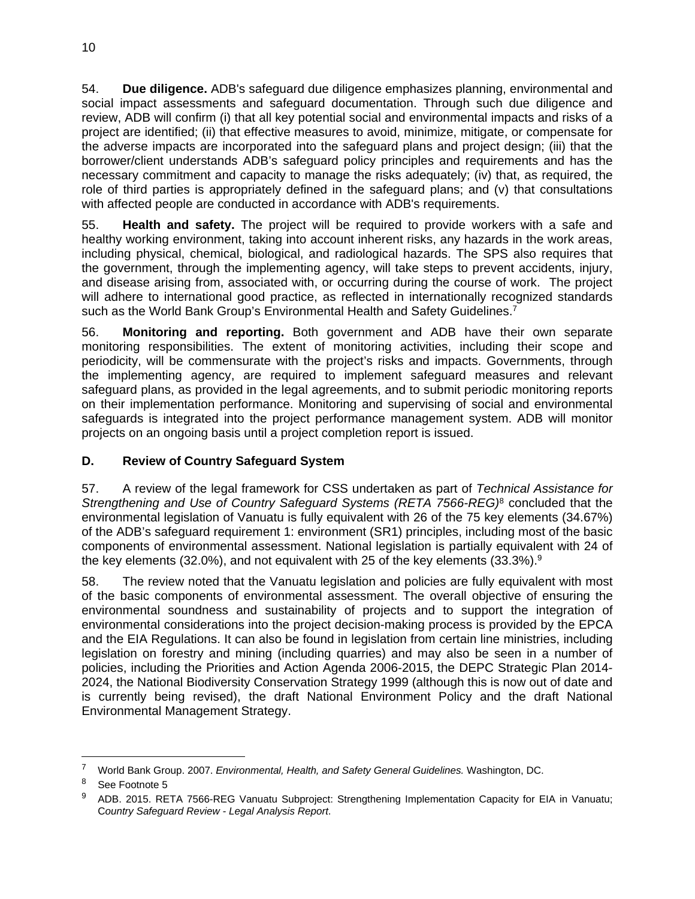54. **Due diligence.** ADB's safeguard due diligence emphasizes planning, environmental and social impact assessments and safeguard documentation. Through such due diligence and review, ADB will confirm (i) that all key potential social and environmental impacts and risks of a project are identified; (ii) that effective measures to avoid, minimize, mitigate, or compensate for the adverse impacts are incorporated into the safeguard plans and project design; (iii) that the borrower/client understands ADB's safeguard policy principles and requirements and has the necessary commitment and capacity to manage the risks adequately; (iv) that, as required, the role of third parties is appropriately defined in the safeguard plans; and (v) that consultations with affected people are conducted in accordance with ADB's requirements.

55. **Health and safety.** The project will be required to provide workers with a safe and healthy working environment, taking into account inherent risks, any hazards in the work areas, including physical, chemical, biological, and radiological hazards. The SPS also requires that the government, through the implementing agency, will take steps to prevent accidents, injury, and disease arising from, associated with, or occurring during the course of work. The project will adhere to international good practice, as reflected in internationally recognized standards such as the World Bank Group's Environmental Health and Safety Guidelines.[7]

56. **Monitoring and reporting.** Both government and ADB have their own separate monitoring responsibilities. The extent of monitoring activities, including their scope and periodicity, will be commensurate with the project's risks and impacts. Governments, through the implementing agency, are required to implement safeguard measures and relevant safeguard plans, as provided in the legal agreements, and to submit periodic monitoring reports on their implementation performance. Monitoring and supervising of social and environmental safeguards is integrated into the project performance management system. ADB will monitor projects on an ongoing basis until a project completion report is issued.

## D. Review of Country Safeguard System

57. A review of the legal framework for CSS undertaken as part of *Technical Assistance for Strengthening and Use of Country Safeguard Systems (RETA 7566-REG)*[8] concluded that the environmental legislation of Vanuatu is fully equivalent with 26 of the 75 key elements (34.67%) of the ADB's safeguard requirement 1: environment (SR1) principles, including most of the basic components of environmental assessment. National legislation is partially equivalent with 24 of the key elements (32.0%), and not equivalent with 25 of the key elements (33.3%).[9]

58. The review noted that the Vanuatu legislation and policies are fully equivalent with most of the basic components of environmental assessment. The overall objective of ensuring the environmental soundness and sustainability of projects and to support the integration of environmental considerations into the project decision-making process is provided by the EPCA and the EIA Regulations. It can also be found in legislation from certain line ministries, including legislation on forestry and mining (including quarries) and may also be seen in a number of policies, including the Priorities and Action Agenda 2006-2015, the DEPC Strategic Plan 2014-2024, the National Biodiversity Conservation Strategy 1999 (although this is now out of date and is currently being revised), the draft National Environment Policy and the draft National Environmental Management Strategy.

---

[7] World Bank Group. 2007. *Environmental, Health, and Safety General Guidelines.* Washington, DC.

[8] See Footnote 5

[9] ADB. 2015. RETA 7566-REG Vanuatu Subproject: Strengthening Implementation Capacity for EIA in Vanuatu; C*ountry Safeguard Review - Legal Analysis Report*.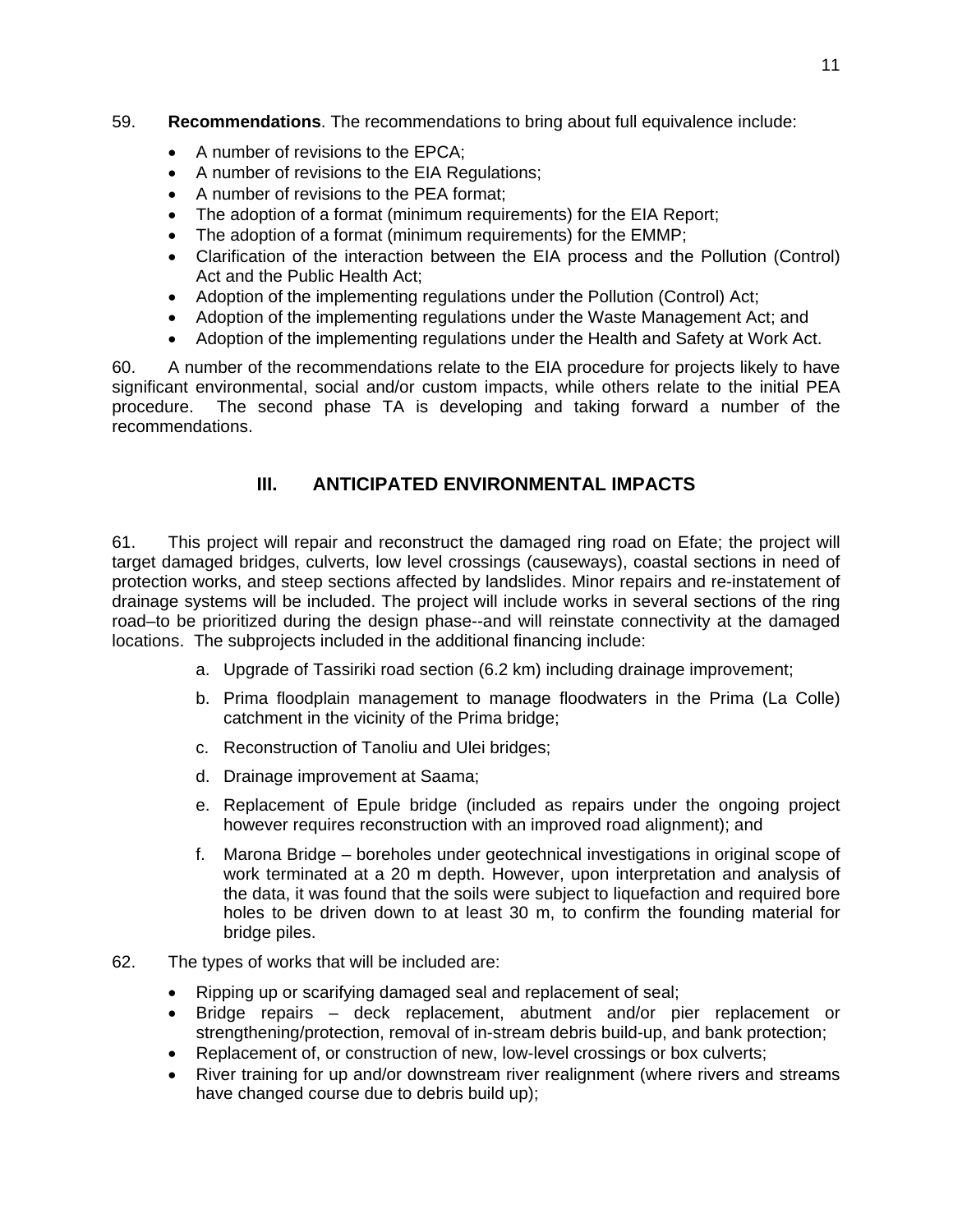59. **Recommendations**. The recommendations to bring about full equivalence include:

- A number of revisions to the EPCA;
- A number of revisions to the EIA Regulations;
- A number of revisions to the PEA format;
- The adoption of a format (minimum requirements) for the EIA Report;
- The adoption of a format (minimum requirements) for the EMMP;
- Clarification of the interaction between the EIA process and the Pollution (Control) Act and the Public Health Act;
- Adoption of the implementing regulations under the Pollution (Control) Act;
- Adoption of the implementing regulations under the Waste Management Act; and
- Adoption of the implementing regulations under the Health and Safety at Work Act.

60. A number of the recommendations relate to the EIA procedure for projects likely to have significant environmental, social and/or custom impacts, while others relate to the initial PEA procedure. The second phase TA is developing and taking forward a number of the recommendations.

## III. ANTICIPATED ENVIRONMENTAL IMPACTS

61. This project will repair and reconstruct the damaged ring road on Efate; the project will target damaged bridges, culverts, low level crossings (causeways), coastal sections in need of protection works, and steep sections affected by landslides. Minor repairs and re-instatement of drainage systems will be included. The project will include works in several sections of the ring road–to be prioritized during the design phase--and will reinstate connectivity at the damaged locations. The subprojects included in the additional financing include:

a. Upgrade of Tassiriki road section (6.2 km) including drainage improvement;

b. Prima floodplain management to manage floodwaters in the Prima (La Colle) catchment in the vicinity of the Prima bridge;

c. Reconstruction of Tanoliu and Ulei bridges;

d. Drainage improvement at Saama;

e. Replacement of Epule bridge (included as repairs under the ongoing project however requires reconstruction with an improved road alignment); and

f. Marona Bridge – boreholes under geotechnical investigations in original scope of work terminated at a 20 m depth. However, upon interpretation and analysis of the data, it was found that the soils were subject to liquefaction and required bore holes to be driven down to at least 30 m, to confirm the founding material for bridge piles.

62. The types of works that will be included are:

- Ripping up or scarifying damaged seal and replacement of seal;
- Bridge repairs – deck replacement, abutment and/or pier replacement or strengthening/protection, removal of in-stream debris build-up, and bank protection;
- Replacement of, or construction of new, low-level crossings or box culverts;
- River training for up and/or downstream river realignment (where rivers and streams have changed course due to debris build up);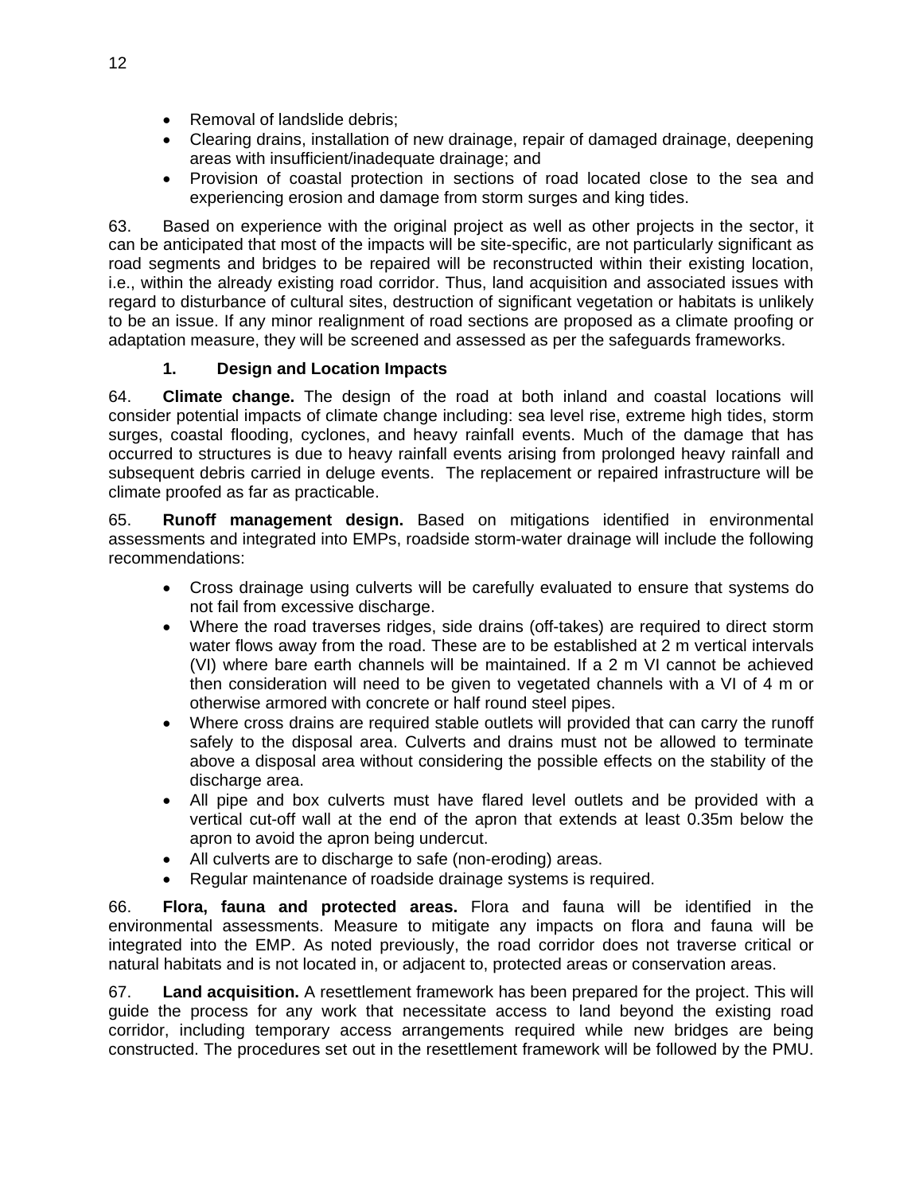- Removal of landslide debris;
- Clearing drains, installation of new drainage, repair of damaged drainage, deepening areas with insufficient/inadequate drainage; and
- Provision of coastal protection in sections of road located close to the sea and experiencing erosion and damage from storm surges and king tides.

63. Based on experience with the original project as well as other projects in the sector, it can be anticipated that most of the impacts will be site-specific, are not particularly significant as road segments and bridges to be repaired will be reconstructed within their existing location, i.e., within the already existing road corridor. Thus, land acquisition and associated issues with regard to disturbance of cultural sites, destruction of significant vegetation or habitats is unlikely to be an issue. If any minor realignment of road sections are proposed as a climate proofing or adaptation measure, they will be screened and assessed as per the safeguards frameworks.

### 1. Design and Location Impacts

64. **Climate change.** The design of the road at both inland and coastal locations will consider potential impacts of climate change including: sea level rise, extreme high tides, storm surges, coastal flooding, cyclones, and heavy rainfall events. Much of the damage that has occurred to structures is due to heavy rainfall events arising from prolonged heavy rainfall and subsequent debris carried in deluge events. The replacement or repaired infrastructure will be climate proofed as far as practicable.

65. **Runoff management design.** Based on mitigations identified in environmental assessments and integrated into EMPs, roadside storm-water drainage will include the following recommendations:

- Cross drainage using culverts will be carefully evaluated to ensure that systems do not fail from excessive discharge.
- Where the road traverses ridges, side drains (off-takes) are required to direct storm water flows away from the road. These are to be established at 2 m vertical intervals (VI) where bare earth channels will be maintained. If a 2 m VI cannot be achieved then consideration will need to be given to vegetated channels with a VI of 4 m or otherwise armored with concrete or half round steel pipes.
- Where cross drains are required stable outlets will provided that can carry the runoff safely to the disposal area. Culverts and drains must not be allowed to terminate above a disposal area without considering the possible effects on the stability of the discharge area.
- All pipe and box culverts must have flared level outlets and be provided with a vertical cut-off wall at the end of the apron that extends at least 0.35m below the apron to avoid the apron being undercut.
- All culverts are to discharge to safe (non-eroding) areas.
- Regular maintenance of roadside drainage systems is required.

66. **Flora, fauna and protected areas.** Flora and fauna will be identified in the environmental assessments. Measure to mitigate any impacts on flora and fauna will be integrated into the EMP. As noted previously, the road corridor does not traverse critical or natural habitats and is not located in, or adjacent to, protected areas or conservation areas.

67. **Land acquisition.** A resettlement framework has been prepared for the project. This will guide the process for any work that necessitate access to land beyond the existing road corridor, including temporary access arrangements required while new bridges are being constructed. The procedures set out in the resettlement framework will be followed by the PMU.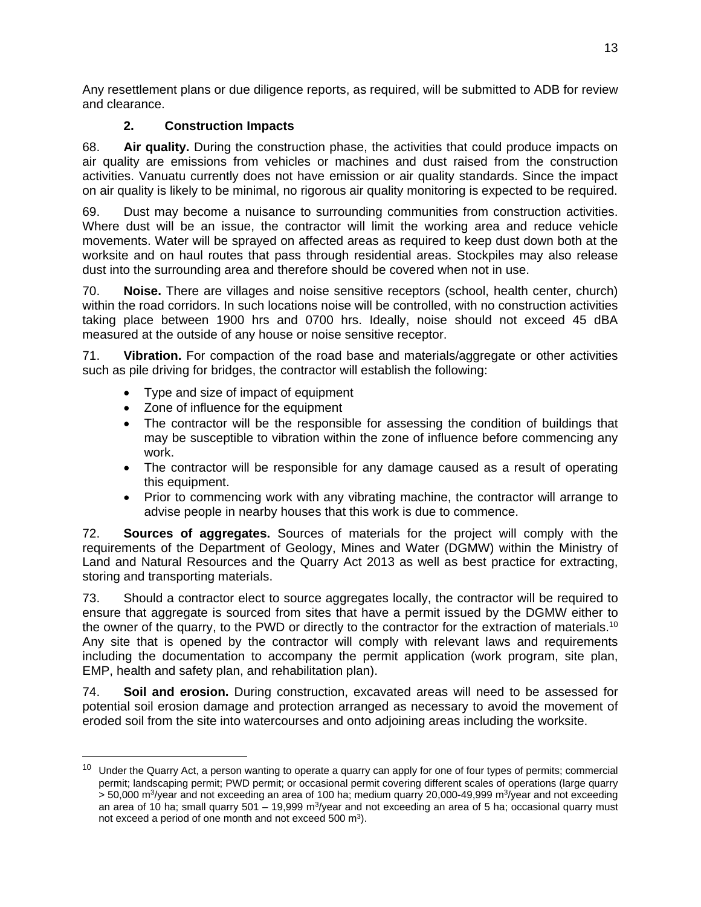Any resettlement plans or due diligence reports, as required, will be submitted to ADB for review and clearance.

### 2. Construction Impacts

68. **Air quality.** During the construction phase, the activities that could produce impacts on air quality are emissions from vehicles or machines and dust raised from the construction activities. Vanuatu currently does not have emission or air quality standards. Since the impact on air quality is likely to be minimal, no rigorous air quality monitoring is expected to be required.

69. Dust may become a nuisance to surrounding communities from construction activities. Where dust will be an issue, the contractor will limit the working area and reduce vehicle movements. Water will be sprayed on affected areas as required to keep dust down both at the worksite and on haul routes that pass through residential areas. Stockpiles may also release dust into the surrounding area and therefore should be covered when not in use.

70. **Noise.** There are villages and noise sensitive receptors (school, health center, church) within the road corridors. In such locations noise will be controlled, with no construction activities taking place between 1900 hrs and 0700 hrs. Ideally, noise should not exceed 45 dBA measured at the outside of any house or noise sensitive receptor.

71. **Vibration.** For compaction of the road base and materials/aggregate or other activities such as pile driving for bridges, the contractor will establish the following:

- Type and size of impact of equipment
- Zone of influence for the equipment
- The contractor will be the responsible for assessing the condition of buildings that may be susceptible to vibration within the zone of influence before commencing any work.
- The contractor will be responsible for any damage caused as a result of operating this equipment.
- Prior to commencing work with any vibrating machine, the contractor will arrange to advise people in nearby houses that this work is due to commence.

72. **Sources of aggregates.** Sources of materials for the project will comply with the requirements of the Department of Geology, Mines and Water (DGMW) within the Ministry of Land and Natural Resources and the Quarry Act 2013 as well as best practice for extracting, storing and transporting materials.

73. Should a contractor elect to source aggregates locally, the contractor will be required to ensure that aggregate is sourced from sites that have a permit issued by the DGMW either to the owner of the quarry, to the PWD or directly to the contractor for the extraction of materials.[10] Any site that is opened by the contractor will comply with relevant laws and requirements including the documentation to accompany the permit application (work program, site plan, EMP, health and safety plan, and rehabilitation plan).

74. **Soil and erosion.** During construction, excavated areas will need to be assessed for potential soil erosion damage and protection arranged as necessary to avoid the movement of eroded soil from the site into watercourses and onto adjoining areas including the worksite.

---

[10] Under the Quarry Act, a person wanting to operate a quarry can apply for one of four types of permits; commercial permit; landscaping permit; PWD permit; or occasional permit covering different scales of operations (large quarry > 50,000 $m^3$/year and not exceeding an area of 100 ha; medium quarry 20,000-49,999 $m^3$/year and not exceeding an area of 10 ha; small quarry 501 – 19,999 $m^3$/year and not exceeding an area of 5 ha; occasional quarry must not exceed a period of one month and not exceed 500 $m^3$).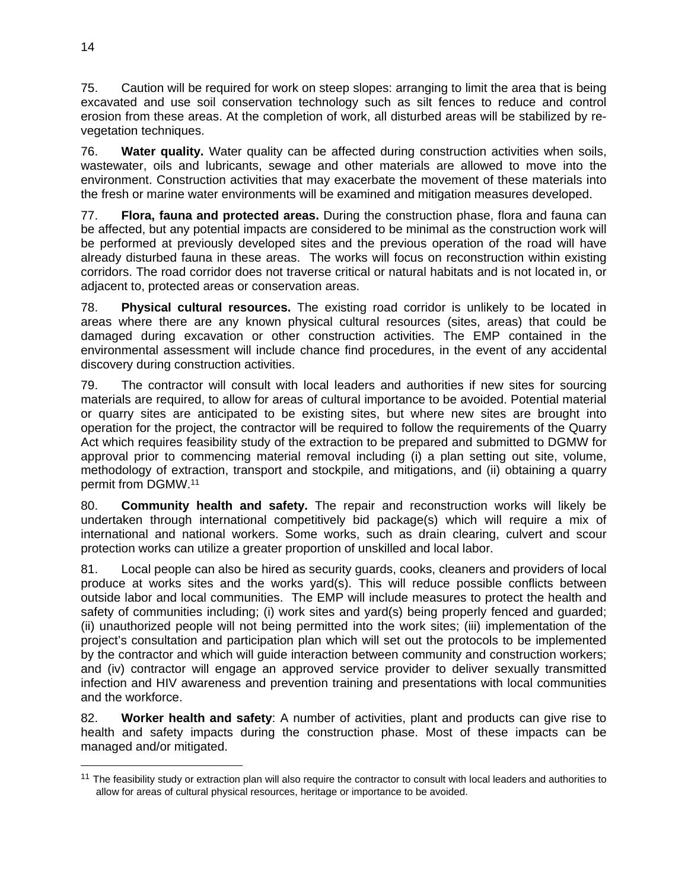75. Caution will be required for work on steep slopes: arranging to limit the area that is being excavated and use soil conservation technology such as silt fences to reduce and control erosion from these areas. At the completion of work, all disturbed areas will be stabilized by re-vegetation techniques.

76. **Water quality.** Water quality can be affected during construction activities when soils, wastewater, oils and lubricants, sewage and other materials are allowed to move into the environment. Construction activities that may exacerbate the movement of these materials into the fresh or marine water environments will be examined and mitigation measures developed.

77. **Flora, fauna and protected areas.** During the construction phase, flora and fauna can be affected, but any potential impacts are considered to be minimal as the construction work will be performed at previously developed sites and the previous operation of the road will have already disturbed fauna in these areas. The works will focus on reconstruction within existing corridors. The road corridor does not traverse critical or natural habitats and is not located in, or adjacent to, protected areas or conservation areas.

78. **Physical cultural resources.** The existing road corridor is unlikely to be located in areas where there are any known physical cultural resources (sites, areas) that could be damaged during excavation or other construction activities. The EMP contained in the environmental assessment will include chance find procedures, in the event of any accidental discovery during construction activities.

79. The contractor will consult with local leaders and authorities if new sites for sourcing materials are required, to allow for areas of cultural importance to be avoided. Potential material or quarry sites are anticipated to be existing sites, but where new sites are brought into operation for the project, the contractor will be required to follow the requirements of the Quarry Act which requires feasibility study of the extraction to be prepared and submitted to DGMW for approval prior to commencing material removal including (i) a plan setting out site, volume, methodology of extraction, transport and stockpile, and mitigations, and (ii) obtaining a quarry permit from DGMW.[11]

80. **Community health and safety.** The repair and reconstruction works will likely be undertaken through international competitively bid package(s) which will require a mix of international and national workers. Some works, such as drain clearing, culvert and scour protection works can utilize a greater proportion of unskilled and local labor.

81. Local people can also be hired as security guards, cooks, cleaners and providers of local produce at works sites and the works yard(s). This will reduce possible conflicts between outside labor and local communities. The EMP will include measures to protect the health and safety of communities including; (i) work sites and yard(s) being properly fenced and guarded; (ii) unauthorized people will not being permitted into the work sites; (iii) implementation of the project's consultation and participation plan which will set out the protocols to be implemented by the contractor and which will guide interaction between community and construction workers; and (iv) contractor will engage an approved service provider to deliver sexually transmitted infection and HIV awareness and prevention training and presentations with local communities and the workforce.

82. **Worker health and safety**: A number of activities, plant and products can give rise to health and safety impacts during the construction phase. Most of these impacts can be managed and/or mitigated.

[11] The feasibility study or extraction plan will also require the contractor to consult with local leaders and authorities to allow for areas of cultural physical resources, heritage or importance to be avoided.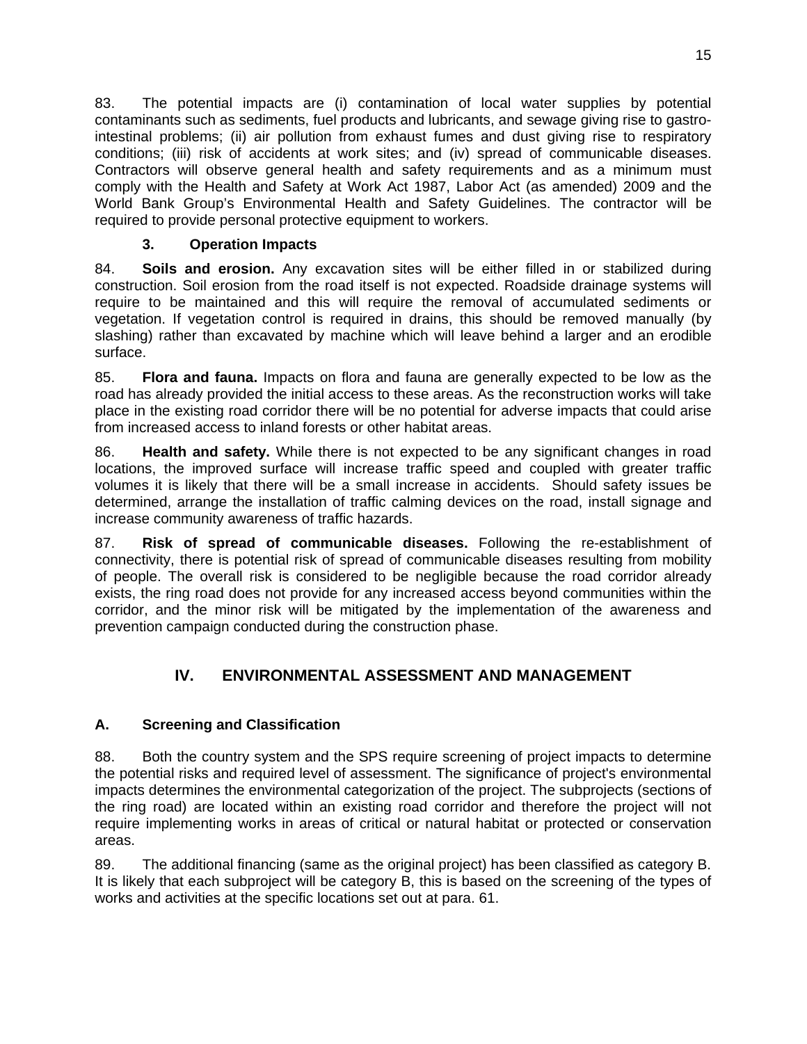83. The potential impacts are (i) contamination of local water supplies by potential contaminants such as sediments, fuel products and lubricants, and sewage giving rise to gastro-intestinal problems; (ii) air pollution from exhaust fumes and dust giving rise to respiratory conditions; (iii) risk of accidents at work sites; and (iv) spread of communicable diseases. Contractors will observe general health and safety requirements and as a minimum must comply with the Health and Safety at Work Act 1987, Labor Act (as amended) 2009 and the World Bank Group's Environmental Health and Safety Guidelines. The contractor will be required to provide personal protective equipment to workers.

### 3. Operation Impacts

84. **Soils and erosion.** Any excavation sites will be either filled in or stabilized during construction. Soil erosion from the road itself is not expected. Roadside drainage systems will require to be maintained and this will require the removal of accumulated sediments or vegetation. If vegetation control is required in drains, this should be removed manually (by slashing) rather than excavated by machine which will leave behind a larger and an erodible surface.

85. **Flora and fauna.** Impacts on flora and fauna are generally expected to be low as the road has already provided the initial access to these areas. As the reconstruction works will take place in the existing road corridor there will be no potential for adverse impacts that could arise from increased access to inland forests or other habitat areas.

86. **Health and safety.** While there is not expected to be any significant changes in road locations, the improved surface will increase traffic speed and coupled with greater traffic volumes it is likely that there will be a small increase in accidents. Should safety issues be determined, arrange the installation of traffic calming devices on the road, install signage and increase community awareness of traffic hazards.

87. **Risk of spread of communicable diseases.** Following the re-establishment of connectivity, there is potential risk of spread of communicable diseases resulting from mobility of people. The overall risk is considered to be negligible because the road corridor already exists, the ring road does not provide for any increased access beyond communities within the corridor, and the minor risk will be mitigated by the implementation of the awareness and prevention campaign conducted during the construction phase.

# IV. ENVIRONMENTAL ASSESSMENT AND MANAGEMENT

## A. Screening and Classification

88. Both the country system and the SPS require screening of project impacts to determine the potential risks and required level of assessment. The significance of project's environmental impacts determines the environmental categorization of the project. The subprojects (sections of the ring road) are located within an existing road corridor and therefore the project will not require implementing works in areas of critical or natural habitat or protected or conservation areas.

89. The additional financing (same as the original project) has been classified as category B. It is likely that each subproject will be category B, this is based on the screening of the types of works and activities at the specific locations set out at para. 61.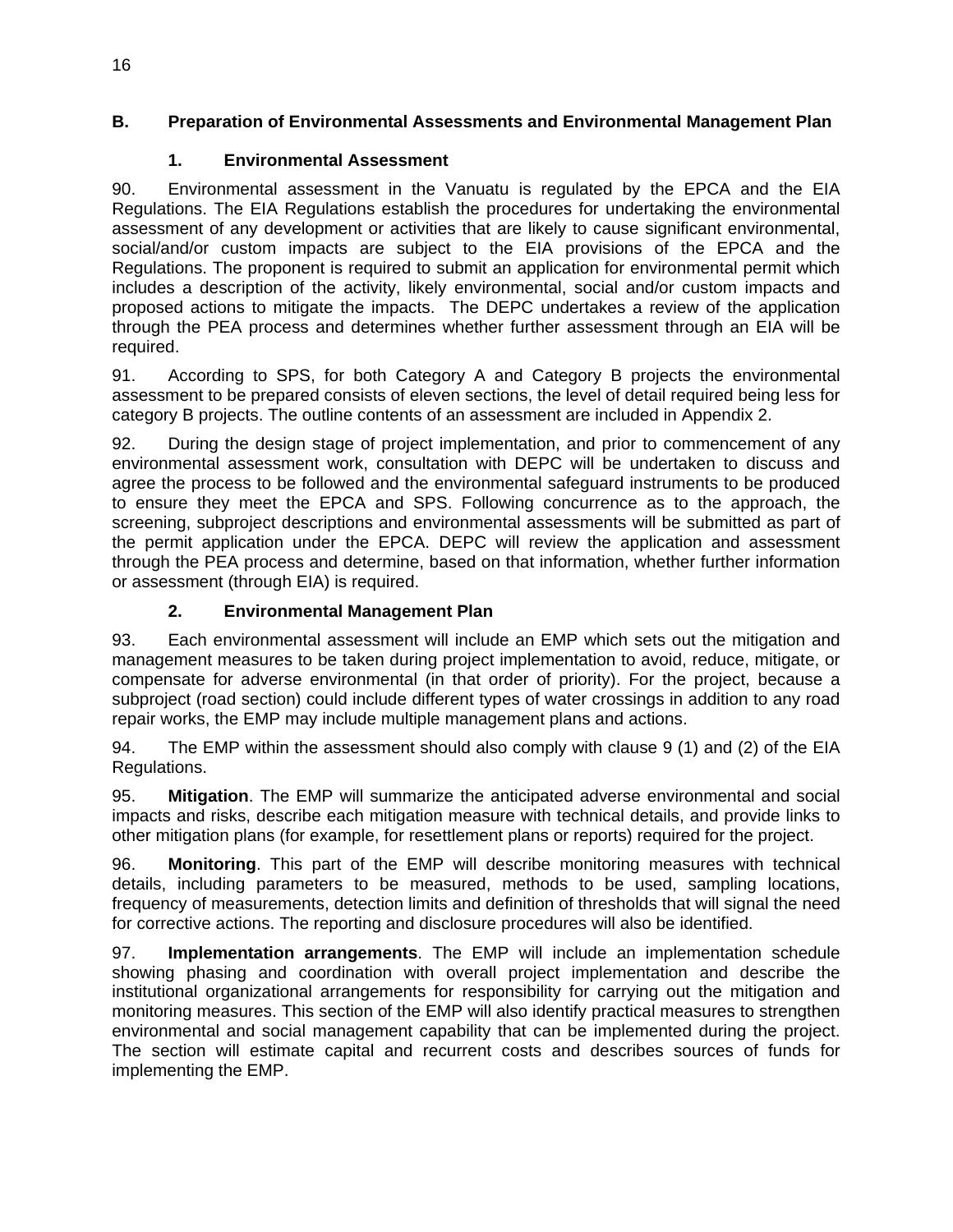## B. Preparation of Environmental Assessments and Environmental Management Plan

### 1. Environmental Assessment

90. Environmental assessment in the Vanuatu is regulated by the EPCA and the EIA Regulations. The EIA Regulations establish the procedures for undertaking the environmental assessment of any development or activities that are likely to cause significant environmental, social/and/or custom impacts are subject to the EIA provisions of the EPCA and the Regulations. The proponent is required to submit an application for environmental permit which includes a description of the activity, likely environmental, social and/or custom impacts and proposed actions to mitigate the impacts. The DEPC undertakes a review of the application through the PEA process and determines whether further assessment through an EIA will be required.

91. According to SPS, for both Category A and Category B projects the environmental assessment to be prepared consists of eleven sections, the level of detail required being less for category B projects. The outline contents of an assessment are included in Appendix 2.

92. During the design stage of project implementation, and prior to commencement of any environmental assessment work, consultation with DEPC will be undertaken to discuss and agree the process to be followed and the environmental safeguard instruments to be produced to ensure they meet the EPCA and SPS. Following concurrence as to the approach, the screening, subproject descriptions and environmental assessments will be submitted as part of the permit application under the EPCA. DEPC will review the application and assessment through the PEA process and determine, based on that information, whether further information or assessment (through EIA) is required.

### 2. Environmental Management Plan

93. Each environmental assessment will include an EMP which sets out the mitigation and management measures to be taken during project implementation to avoid, reduce, mitigate, or compensate for adverse environmental (in that order of priority). For the project, because a subproject (road section) could include different types of water crossings in addition to any road repair works, the EMP may include multiple management plans and actions.

94. The EMP within the assessment should also comply with clause 9 (1) and (2) of the EIA Regulations.

95. **Mitigation**. The EMP will summarize the anticipated adverse environmental and social impacts and risks, describe each mitigation measure with technical details, and provide links to other mitigation plans (for example, for resettlement plans or reports) required for the project.

96. **Monitoring**. This part of the EMP will describe monitoring measures with technical details, including parameters to be measured, methods to be used, sampling locations, frequency of measurements, detection limits and definition of thresholds that will signal the need for corrective actions. The reporting and disclosure procedures will also be identified.

97. **Implementation arrangements**. The EMP will include an implementation schedule showing phasing and coordination with overall project implementation and describe the institutional organizational arrangements for responsibility for carrying out the mitigation and monitoring measures. This section of the EMP will also identify practical measures to strengthen environmental and social management capability that can be implemented during the project. The section will estimate capital and recurrent costs and describes sources of funds for implementing the EMP.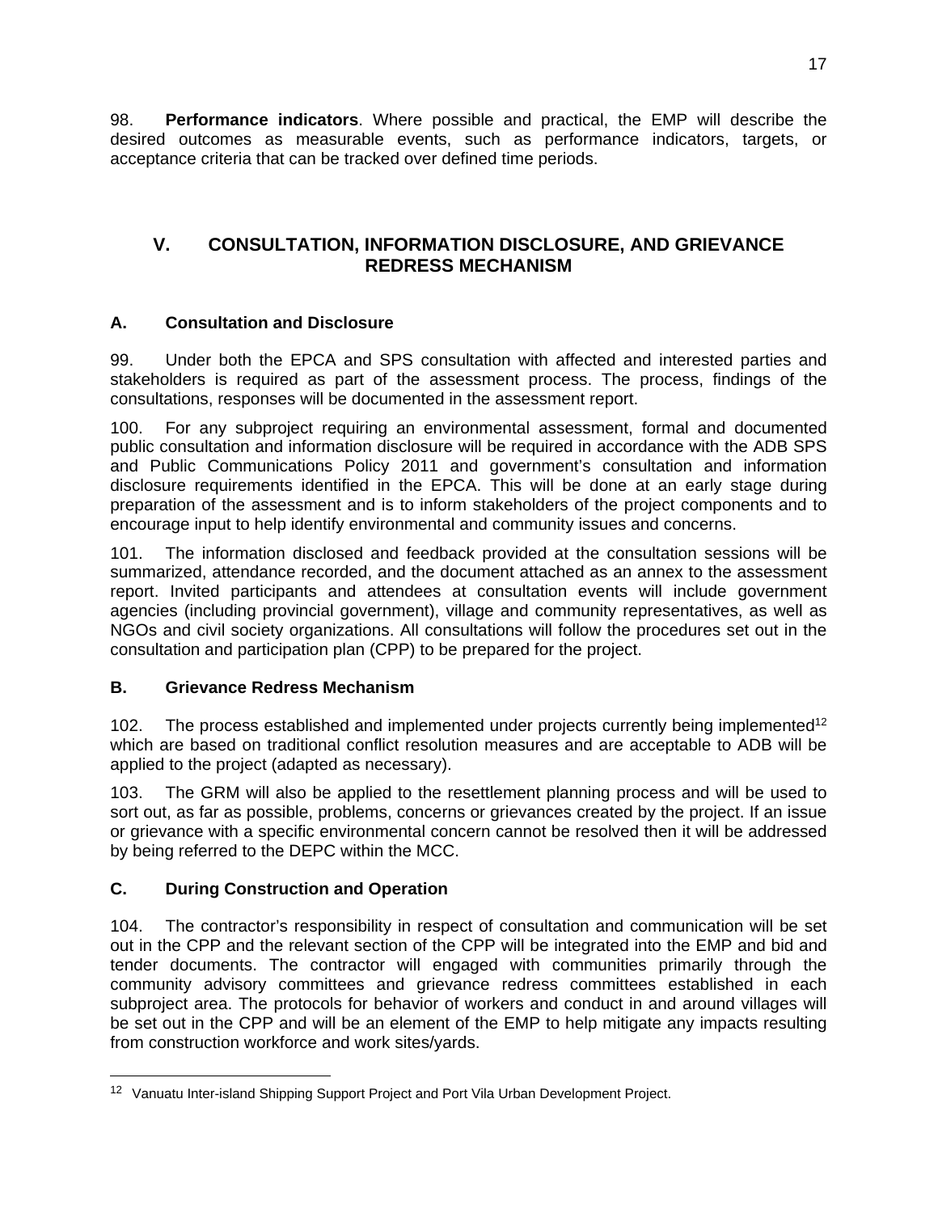98. **Performance indicators**. Where possible and practical, the EMP will describe the desired outcomes as measurable events, such as performance indicators, targets, or acceptance criteria that can be tracked over defined time periods.

## V. CONSULTATION, INFORMATION DISCLOSURE, AND GRIEVANCE REDRESS MECHANISM

### A. Consultation and Disclosure

99. Under both the EPCA and SPS consultation with affected and interested parties and stakeholders is required as part of the assessment process. The process, findings of the consultations, responses will be documented in the assessment report.

100. For any subproject requiring an environmental assessment, formal and documented public consultation and information disclosure will be required in accordance with the ADB SPS and Public Communications Policy 2011 and government's consultation and information disclosure requirements identified in the EPCA. This will be done at an early stage during preparation of the assessment and is to inform stakeholders of the project components and to encourage input to help identify environmental and community issues and concerns.

101. The information disclosed and feedback provided at the consultation sessions will be summarized, attendance recorded, and the document attached as an annex to the assessment report. Invited participants and attendees at consultation events will include government agencies (including provincial government), village and community representatives, as well as NGOs and civil society organizations. All consultations will follow the procedures set out in the consultation and participation plan (CPP) to be prepared for the project.

### B. Grievance Redress Mechanism

102. The process established and implemented under projects currently being implemented[12] which are based on traditional conflict resolution measures and are acceptable to ADB will be applied to the project (adapted as necessary).

103. The GRM will also be applied to the resettlement planning process and will be used to sort out, as far as possible, problems, concerns or grievances created by the project. If an issue or grievance with a specific environmental concern cannot be resolved then it will be addressed by being referred to the DEPC within the MCC.

### C. During Construction and Operation

104. The contractor's responsibility in respect of consultation and communication will be set out in the CPP and the relevant section of the CPP will be integrated into the EMP and bid and tender documents. The contractor will engaged with communities primarily through the community advisory committees and grievance redress committees established in each subproject area. The protocols for behavior of workers and conduct in and around villages will be set out in the CPP and will be an element of the EMP to help mitigate any impacts resulting from construction workforce and work sites/yards.

---

[12] Vanuatu Inter-island Shipping Support Project and Port Vila Urban Development Project.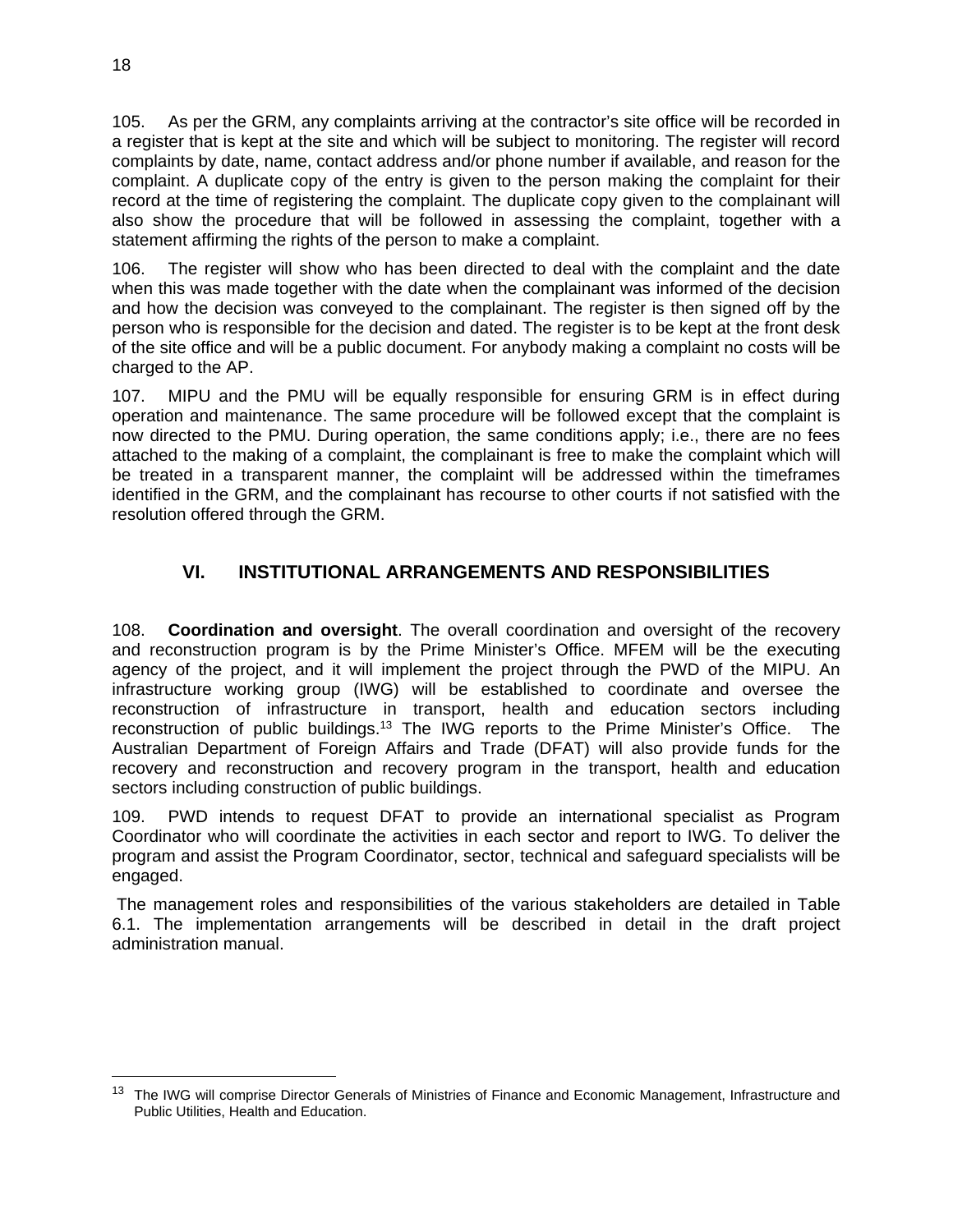105. As per the GRM, any complaints arriving at the contractor's site office will be recorded in a register that is kept at the site and which will be subject to monitoring. The register will record complaints by date, name, contact address and/or phone number if available, and reason for the complaint. A duplicate copy of the entry is given to the person making the complaint for their record at the time of registering the complaint. The duplicate copy given to the complainant will also show the procedure that will be followed in assessing the complaint, together with a statement affirming the rights of the person to make a complaint.

106. The register will show who has been directed to deal with the complaint and the date when this was made together with the date when the complainant was informed of the decision and how the decision was conveyed to the complainant. The register is then signed off by the person who is responsible for the decision and dated. The register is to be kept at the front desk of the site office and will be a public document. For anybody making a complaint no costs will be charged to the AP.

107. MIPU and the PMU will be equally responsible for ensuring GRM is in effect during operation and maintenance. The same procedure will be followed except that the complaint is now directed to the PMU. During operation, the same conditions apply; i.e., there are no fees attached to the making of a complaint, the complainant is free to make the complaint which will be treated in a transparent manner, the complaint will be addressed within the timeframes identified in the GRM, and the complainant has recourse to other courts if not satisfied with the resolution offered through the GRM.

# VI. INSTITUTIONAL ARRANGEMENTS AND RESPONSIBILITIES

108. **Coordination and oversight**. The overall coordination and oversight of the recovery and reconstruction program is by the Prime Minister's Office. MFEM will be the executing agency of the project, and it will implement the project through the PWD of the MIPU. An infrastructure working group (IWG) will be established to coordinate and oversee the reconstruction of infrastructure in transport, health and education sectors including reconstruction of public buildings.[13] The IWG reports to the Prime Minister's Office. The Australian Department of Foreign Affairs and Trade (DFAT) will also provide funds for the recovery and reconstruction and recovery program in the transport, health and education sectors including construction of public buildings.

109. PWD intends to request DFAT to provide an international specialist as Program Coordinator who will coordinate the activities in each sector and report to IWG. To deliver the program and assist the Program Coordinator, sector, technical and safeguard specialists will be engaged.

The management roles and responsibilities of the various stakeholders are detailed in Table 6.1. The implementation arrangements will be described in detail in the draft project administration manual.

---

[13] The IWG will comprise Director Generals of Ministries of Finance and Economic Management, Infrastructure and Public Utilities, Health and Education.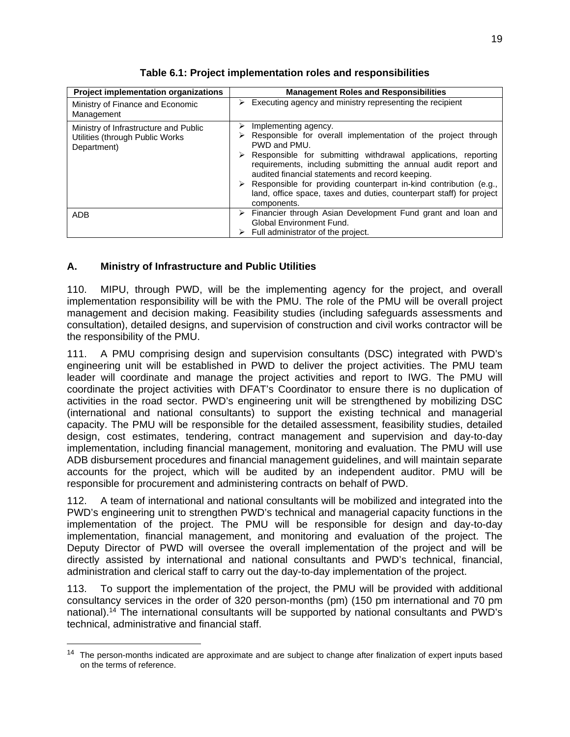**Table 6.1: Project implementation roles and responsibilities**

| Project implementation organizations | Management Roles and Responsibilities |
|---|---|
| Ministry of Finance and Economic Management | ➢ Executing agency and ministry representing the recipient |
| Ministry of Infrastructure and Public Utilities (through Public Works Department) | ➢ Implementing agency.<br>➢ Responsible for overall implementation of the project through PWD and PMU.<br>➢ Responsible for submitting withdrawal applications, reporting requirements, including submitting the annual audit report and audited financial statements and record keeping.<br>➢ Responsible for providing counterpart in-kind contribution (e.g., land, office space, taxes and duties, counterpart staff) for project components. |
| ADB | ➢ Financier through Asian Development Fund grant and loan and Global Environment Fund.<br>➢ Full administrator of the project. |

## A. Ministry of Infrastructure and Public Utilities

110. MIPU, through PWD, will be the implementing agency for the project, and overall implementation responsibility will be with the PMU. The role of the PMU will be overall project management and decision making. Feasibility studies (including safeguards assessments and consultation), detailed designs, and supervision of construction and civil works contractor will be the responsibility of the PMU.

111. A PMU comprising design and supervision consultants (DSC) integrated with PWD's engineering unit will be established in PWD to deliver the project activities. The PMU team leader will coordinate and manage the project activities and report to IWG. The PMU will coordinate the project activities with DFAT's Coordinator to ensure there is no duplication of activities in the road sector. PWD's engineering unit will be strengthened by mobilizing DSC (international and national consultants) to support the existing technical and managerial capacity. The PMU will be responsible for the detailed assessment, feasibility studies, detailed design, cost estimates, tendering, contract management and supervision and day-to-day implementation, including financial management, monitoring and evaluation. The PMU will use ADB disbursement procedures and financial management guidelines, and will maintain separate accounts for the project, which will be audited by an independent auditor. PMU will be responsible for procurement and administering contracts on behalf of PWD.

112. A team of international and national consultants will be mobilized and integrated into the PWD's engineering unit to strengthen PWD's technical and managerial capacity functions in the implementation of the project. The PMU will be responsible for design and day-to-day implementation, financial management, and monitoring and evaluation of the project. The Deputy Director of PWD will oversee the overall implementation of the project and will be directly assisted by international and national consultants and PWD's technical, financial, administration and clerical staff to carry out the day-to-day implementation of the project.

113. To support the implementation of the project, the PMU will be provided with additional consultancy services in the order of 320 person-months (pm) (150 pm international and 70 pm national).[14] The international consultants will be supported by national consultants and PWD's technical, administrative and financial staff.

---

[14] The person-months indicated are approximate and are subject to change after finalization of expert inputs based on the terms of reference.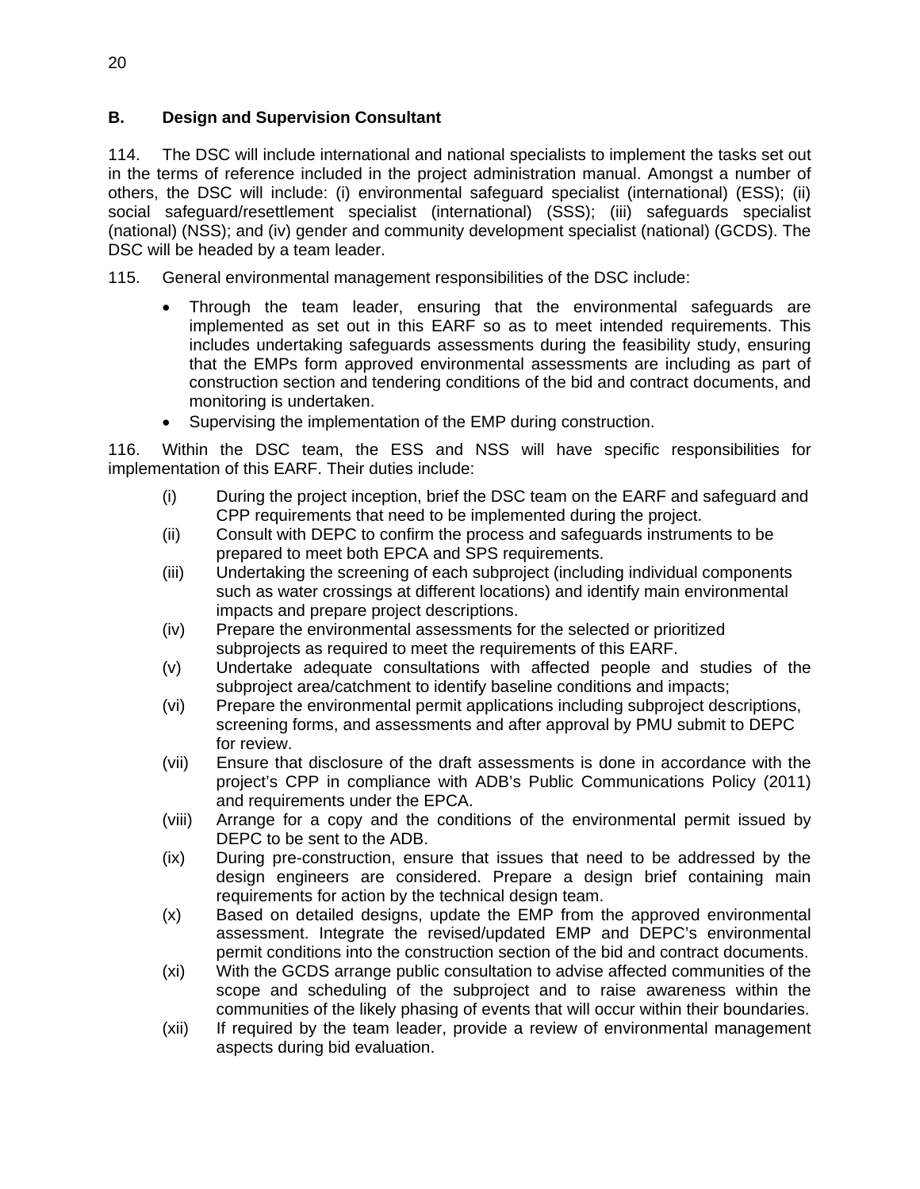## B. Design and Supervision Consultant

114. The DSC will include international and national specialists to implement the tasks set out in the terms of reference included in the project administration manual. Amongst a number of others, the DSC will include: (i) environmental safeguard specialist (international) (ESS); (ii) social safeguard/resettlement specialist (international) (SSS); (iii) safeguards specialist (national) (NSS); and (iv) gender and community development specialist (national) (GCDS). The DSC will be headed by a team leader.

115. General environmental management responsibilities of the DSC include:

- Through the team leader, ensuring that the environmental safeguards are implemented as set out in this EARF so as to meet intended requirements. This includes undertaking safeguards assessments during the feasibility study, ensuring that the EMPs form approved environmental assessments are including as part of construction section and tendering conditions of the bid and contract documents, and monitoring is undertaken.
- Supervising the implementation of the EMP during construction.

116. Within the DSC team, the ESS and NSS will have specific responsibilities for implementation of this EARF. Their duties include:

(i) During the project inception, brief the DSC team on the EARF and safeguard and CPP requirements that need to be implemented during the project.

(ii) Consult with DEPC to confirm the process and safeguards instruments to be prepared to meet both EPCA and SPS requirements.

(iii) Undertaking the screening of each subproject (including individual components such as water crossings at different locations) and identify main environmental impacts and prepare project descriptions.

(iv) Prepare the environmental assessments for the selected or prioritized subprojects as required to meet the requirements of this EARF.

(v) Undertake adequate consultations with affected people and studies of the subproject area/catchment to identify baseline conditions and impacts;

(vi) Prepare the environmental permit applications including subproject descriptions, screening forms, and assessments and after approval by PMU submit to DEPC for review.

(vii) Ensure that disclosure of the draft assessments is done in accordance with the project's CPP in compliance with ADB's Public Communications Policy (2011) and requirements under the EPCA.

(viii) Arrange for a copy and the conditions of the environmental permit issued by DEPC to be sent to the ADB.

(ix) During pre-construction, ensure that issues that need to be addressed by the design engineers are considered. Prepare a design brief containing main requirements for action by the technical design team.

(x) Based on detailed designs, update the EMP from the approved environmental assessment. Integrate the revised/updated EMP and DEPC's environmental permit conditions into the construction section of the bid and contract documents.

(xi) With the GCDS arrange public consultation to advise affected communities of the scope and scheduling of the subproject and to raise awareness within the communities of the likely phasing of events that will occur within their boundaries.

(xii) If required by the team leader, provide a review of environmental management aspects during bid evaluation.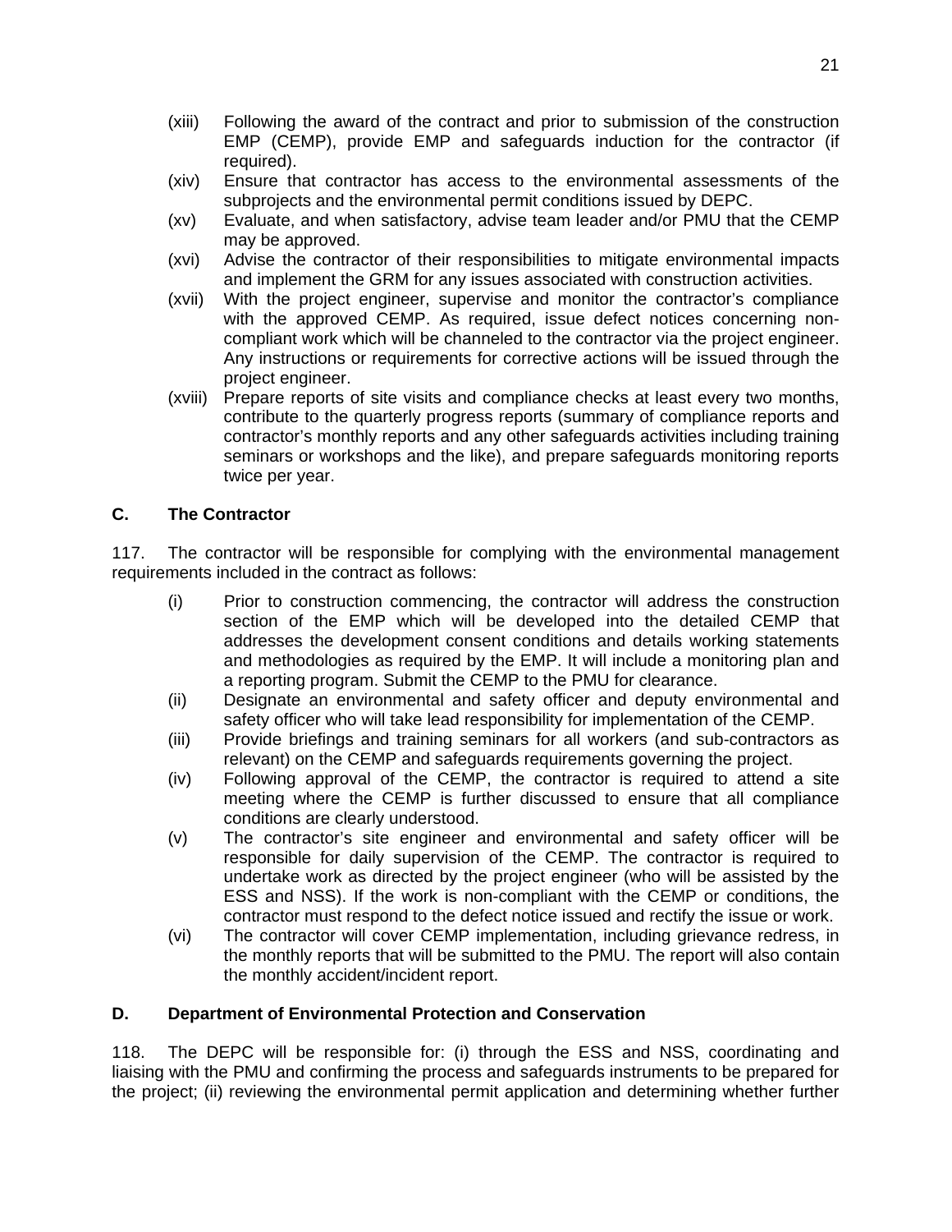(xiii) Following the award of the contract and prior to submission of the construction EMP (CEMP), provide EMP and safeguards induction for the contractor (if required).

(xiv) Ensure that contractor has access to the environmental assessments of the subprojects and the environmental permit conditions issued by DEPC.

(xv) Evaluate, and when satisfactory, advise team leader and/or PMU that the CEMP may be approved.

(xvi) Advise the contractor of their responsibilities to mitigate environmental impacts and implement the GRM for any issues associated with construction activities.

(xvii) With the project engineer, supervise and monitor the contractor's compliance with the approved CEMP. As required, issue defect notices concerning non-compliant work which will be channeled to the contractor via the project engineer. Any instructions or requirements for corrective actions will be issued through the project engineer.

(xviii) Prepare reports of site visits and compliance checks at least every two months, contribute to the quarterly progress reports (summary of compliance reports and contractor's monthly reports and any other safeguards activities including training seminars or workshops and the like), and prepare safeguards monitoring reports twice per year.

## C. The Contractor

117. The contractor will be responsible for complying with the environmental management requirements included in the contract as follows:

(i) Prior to construction commencing, the contractor will address the construction section of the EMP which will be developed into the detailed CEMP that addresses the development consent conditions and details working statements and methodologies as required by the EMP. It will include a monitoring plan and a reporting program. Submit the CEMP to the PMU for clearance.

(ii) Designate an environmental and safety officer and deputy environmental and safety officer who will take lead responsibility for implementation of the CEMP.

(iii) Provide briefings and training seminars for all workers (and sub-contractors as relevant) on the CEMP and safeguards requirements governing the project.

(iv) Following approval of the CEMP, the contractor is required to attend a site meeting where the CEMP is further discussed to ensure that all compliance conditions are clearly understood.

(v) The contractor's site engineer and environmental and safety officer will be responsible for daily supervision of the CEMP. The contractor is required to undertake work as directed by the project engineer (who will be assisted by the ESS and NSS). If the work is non-compliant with the CEMP or conditions, the contractor must respond to the defect notice issued and rectify the issue or work.

(vi) The contractor will cover CEMP implementation, including grievance redress, in the monthly reports that will be submitted to the PMU. The report will also contain the monthly accident/incident report.

## D. Department of Environmental Protection and Conservation

118. The DEPC will be responsible for: (i) through the ESS and NSS, coordinating and liaising with the PMU and confirming the process and safeguards instruments to be prepared for the project; (ii) reviewing the environmental permit application and determining whether further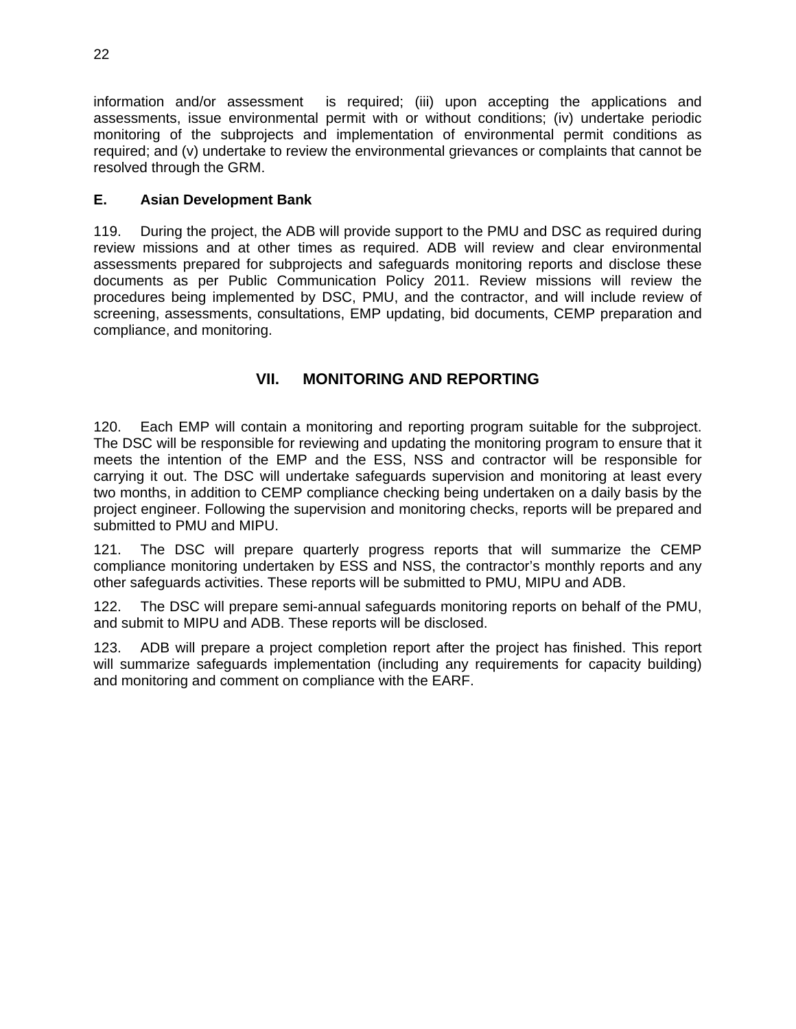information and/or assessment is required; (iii) upon accepting the applications and assessments, issue environmental permit with or without conditions; (iv) undertake periodic monitoring of the subprojects and implementation of environmental permit conditions as required; and (v) undertake to review the environmental grievances or complaints that cannot be resolved through the GRM.

### E. Asian Development Bank

119. During the project, the ADB will provide support to the PMU and DSC as required during review missions and at other times as required. ADB will review and clear environmental assessments prepared for subprojects and safeguards monitoring reports and disclose these documents as per Public Communication Policy 2011. Review missions will review the procedures being implemented by DSC, PMU, and the contractor, and will include review of screening, assessments, consultations, EMP updating, bid documents, CEMP preparation and compliance, and monitoring.

## VII. MONITORING AND REPORTING

120. Each EMP will contain a monitoring and reporting program suitable for the subproject. The DSC will be responsible for reviewing and updating the monitoring program to ensure that it meets the intention of the EMP and the ESS, NSS and contractor will be responsible for carrying it out. The DSC will undertake safeguards supervision and monitoring at least every two months, in addition to CEMP compliance checking being undertaken on a daily basis by the project engineer. Following the supervision and monitoring checks, reports will be prepared and submitted to PMU and MIPU.

121. The DSC will prepare quarterly progress reports that will summarize the CEMP compliance monitoring undertaken by ESS and NSS, the contractor's monthly reports and any other safeguards activities. These reports will be submitted to PMU, MIPU and ADB.

122. The DSC will prepare semi-annual safeguards monitoring reports on behalf of the PMU, and submit to MIPU and ADB. These reports will be disclosed.

123. ADB will prepare a project completion report after the project has finished. This report will summarize safeguards implementation (including any requirements for capacity building) and monitoring and comment on compliance with the EARF.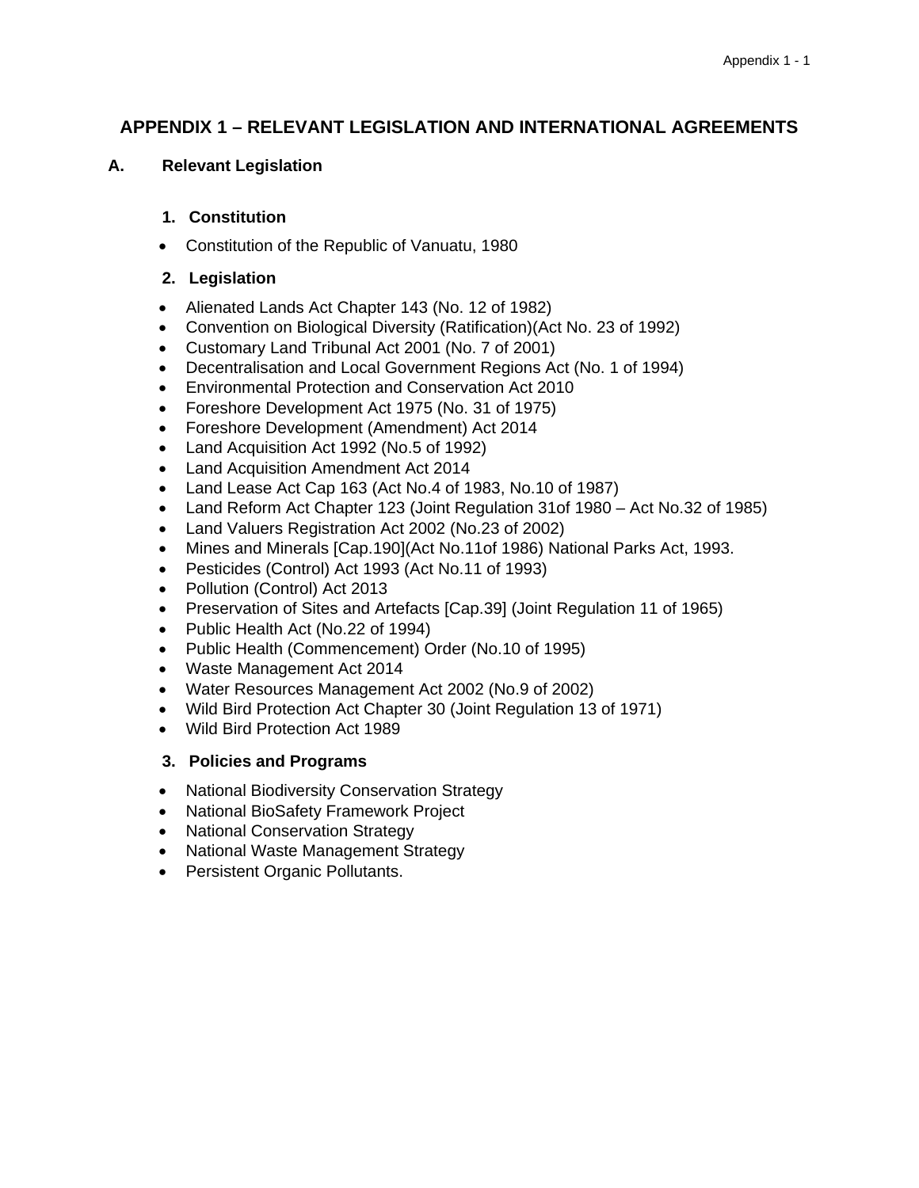# APPENDIX 1 – RELEVANT LEGISLATION AND INTERNATIONAL AGREEMENTS

## A. Relevant Legislation

### 1. Constitution

- Constitution of the Republic of Vanuatu, 1980

### 2. Legislation

- Alienated Lands Act Chapter 143 (No. 12 of 1982)
- Convention on Biological Diversity (Ratification)(Act No. 23 of 1992)
- Customary Land Tribunal Act 2001 (No. 7 of 2001)
- Decentralisation and Local Government Regions Act (No. 1 of 1994)
- Environmental Protection and Conservation Act 2010
- Foreshore Development Act 1975 (No. 31 of 1975)
- Foreshore Development (Amendment) Act 2014
- Land Acquisition Act 1992 (No.5 of 1992)
- Land Acquisition Amendment Act 2014
- Land Lease Act Cap 163 (Act No.4 of 1983, No.10 of 1987)
- Land Reform Act Chapter 123 (Joint Regulation 31of 1980 – Act No.32 of 1985)
- Land Valuers Registration Act 2002 (No.23 of 2002)
- Mines and Minerals [Cap.190](Act No.11of 1986) National Parks Act, 1993.
- Pesticides (Control) Act 1993 (Act No.11 of 1993)
- Pollution (Control) Act 2013
- Preservation of Sites and Artefacts [Cap.39] (Joint Regulation 11 of 1965)
- Public Health Act (No.22 of 1994)
- Public Health (Commencement) Order (No.10 of 1995)
- Waste Management Act 2014
- Water Resources Management Act 2002 (No.9 of 2002)
- Wild Bird Protection Act Chapter 30 (Joint Regulation 13 of 1971)
- Wild Bird Protection Act 1989

### 3. Policies and Programs

- National Biodiversity Conservation Strategy
- National BioSafety Framework Project
- National Conservation Strategy
- National Waste Management Strategy
- Persistent Organic Pollutants.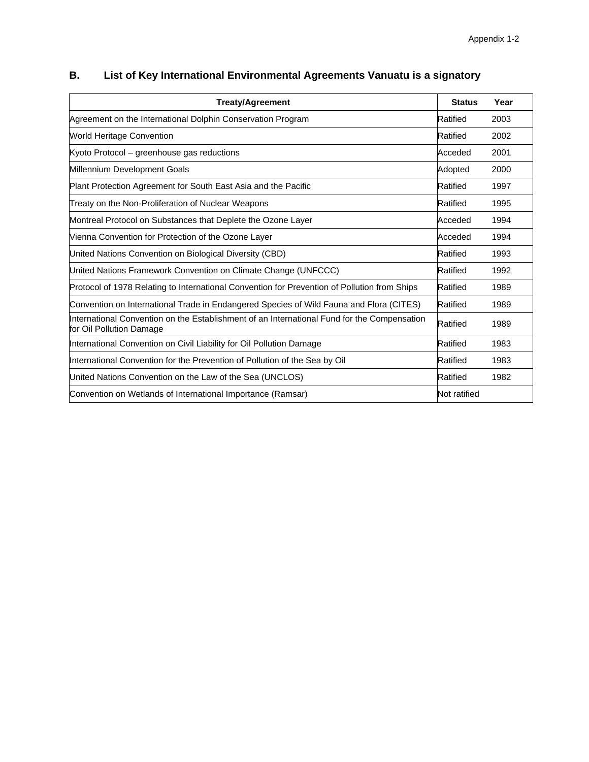## B. List of Key International Environmental Agreements Vanuatu is a signatory

| Treaty/Agreement | Status | Year |
|---|---|---|
| Agreement on the International Dolphin Conservation Program | Ratified | 2003 |
| World Heritage Convention | Ratified | 2002 |
| Kyoto Protocol – greenhouse gas reductions | Acceded | 2001 |
| Millennium Development Goals | Adopted | 2000 |
| Plant Protection Agreement for South East Asia and the Pacific | Ratified | 1997 |
| Treaty on the Non-Proliferation of Nuclear Weapons | Ratified | 1995 |
| Montreal Protocol on Substances that Deplete the Ozone Layer | Acceded | 1994 |
| Vienna Convention for Protection of the Ozone Layer | Acceded | 1994 |
| United Nations Convention on Biological Diversity (CBD) | Ratified | 1993 |
| United Nations Framework Convention on Climate Change (UNFCCC) | Ratified | 1992 |
| Protocol of 1978 Relating to International Convention for Prevention of Pollution from Ships | Ratified | 1989 |
| Convention on International Trade in Endangered Species of Wild Fauna and Flora (CITES) | Ratified | 1989 |
| International Convention on the Establishment of an International Fund for the Compensation for Oil Pollution Damage | Ratified | 1989 |
| International Convention on Civil Liability for Oil Pollution Damage | Ratified | 1983 |
| International Convention for the Prevention of Pollution of the Sea by Oil | Ratified | 1983 |
| United Nations Convention on the Law of the Sea (UNCLOS) | Ratified | 1982 |
| Convention on Wetlands of International Importance (Ramsar) | Not ratified | |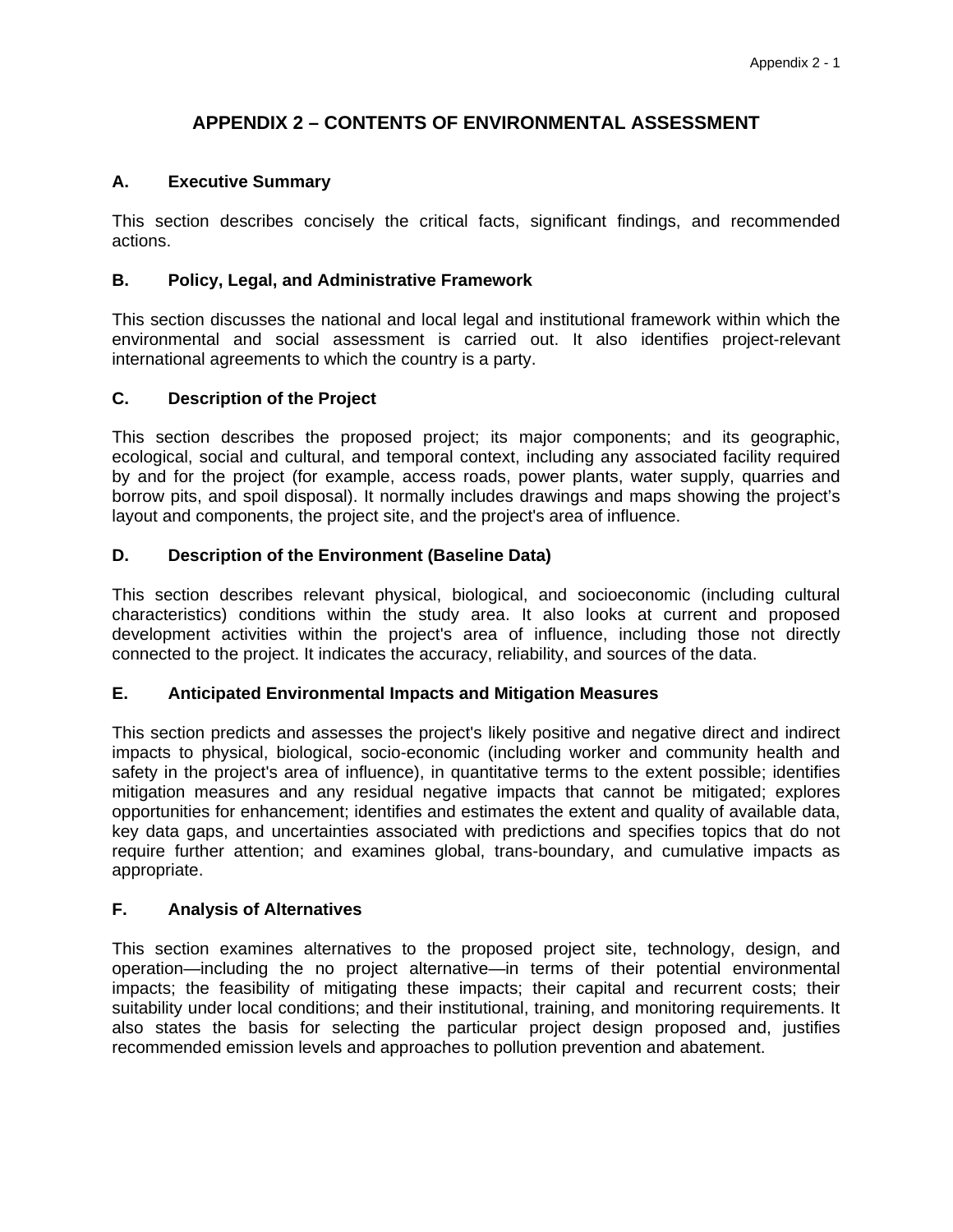# APPENDIX 2 – CONTENTS OF ENVIRONMENTAL ASSESSMENT

## A. Executive Summary

This section describes concisely the critical facts, significant findings, and recommended actions.

## B. Policy, Legal, and Administrative Framework

This section discusses the national and local legal and institutional framework within which the environmental and social assessment is carried out. It also identifies project-relevant international agreements to which the country is a party.

## C. Description of the Project

This section describes the proposed project; its major components; and its geographic, ecological, social and cultural, and temporal context, including any associated facility required by and for the project (for example, access roads, power plants, water supply, quarries and borrow pits, and spoil disposal). It normally includes drawings and maps showing the project's layout and components, the project site, and the project's area of influence.

## D. Description of the Environment (Baseline Data)

This section describes relevant physical, biological, and socioeconomic (including cultural characteristics) conditions within the study area. It also looks at current and proposed development activities within the project's area of influence, including those not directly connected to the project. It indicates the accuracy, reliability, and sources of the data.

## E. Anticipated Environmental Impacts and Mitigation Measures

This section predicts and assesses the project's likely positive and negative direct and indirect impacts to physical, biological, socio-economic (including worker and community health and safety in the project's area of influence), in quantitative terms to the extent possible; identifies mitigation measures and any residual negative impacts that cannot be mitigated; explores opportunities for enhancement; identifies and estimates the extent and quality of available data, key data gaps, and uncertainties associated with predictions and specifies topics that do not require further attention; and examines global, trans-boundary, and cumulative impacts as appropriate.

## F. Analysis of Alternatives

This section examines alternatives to the proposed project site, technology, design, and operation—including the no project alternative—in terms of their potential environmental impacts; the feasibility of mitigating these impacts; their capital and recurrent costs; their suitability under local conditions; and their institutional, training, and monitoring requirements. It also states the basis for selecting the particular project design proposed and, justifies recommended emission levels and approaches to pollution prevention and abatement.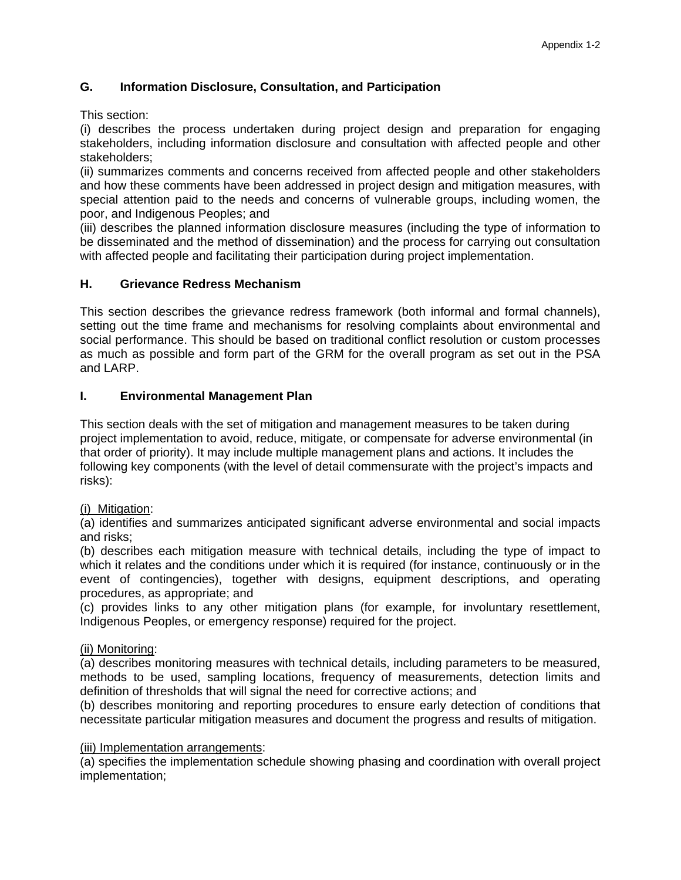## G. Information Disclosure, Consultation, and Participation

This section:
(i) describes the process undertaken during project design and preparation for engaging stakeholders, including information disclosure and consultation with affected people and other stakeholders;
(ii) summarizes comments and concerns received from affected people and other stakeholders and how these comments have been addressed in project design and mitigation measures, with special attention paid to the needs and concerns of vulnerable groups, including women, the poor, and Indigenous Peoples; and
(iii) describes the planned information disclosure measures (including the type of information to be disseminated and the method of dissemination) and the process for carrying out consultation with affected people and facilitating their participation during project implementation.

## H. Grievance Redress Mechanism

This section describes the grievance redress framework (both informal and formal channels), setting out the time frame and mechanisms for resolving complaints about environmental and social performance. This should be based on traditional conflict resolution or custom processes as much as possible and form part of the GRM for the overall program as set out in the PSA and LARP.

## I. Environmental Management Plan

This section deals with the set of mitigation and management measures to be taken during project implementation to avoid, reduce, mitigate, or compensate for adverse environmental (in that order of priority). It may include multiple management plans and actions. It includes the following key components (with the level of detail commensurate with the project's impacts and risks):

<u>(i) Mitigation</u>:
(a) identifies and summarizes anticipated significant adverse environmental and social impacts and risks;
(b) describes each mitigation measure with technical details, including the type of impact to which it relates and the conditions under which it is required (for instance, continuously or in the event of contingencies), together with designs, equipment descriptions, and operating procedures, as appropriate; and
(c) provides links to any other mitigation plans (for example, for involuntary resettlement, Indigenous Peoples, or emergency response) required for the project.

<u>(ii) Monitoring</u>:
(a) describes monitoring measures with technical details, including parameters to be measured, methods to be used, sampling locations, frequency of measurements, detection limits and definition of thresholds that will signal the need for corrective actions; and
(b) describes monitoring and reporting procedures to ensure early detection of conditions that necessitate particular mitigation measures and document the progress and results of mitigation.

<u>(iii) Implementation arrangements</u>:
(a) specifies the implementation schedule showing phasing and coordination with overall project implementation;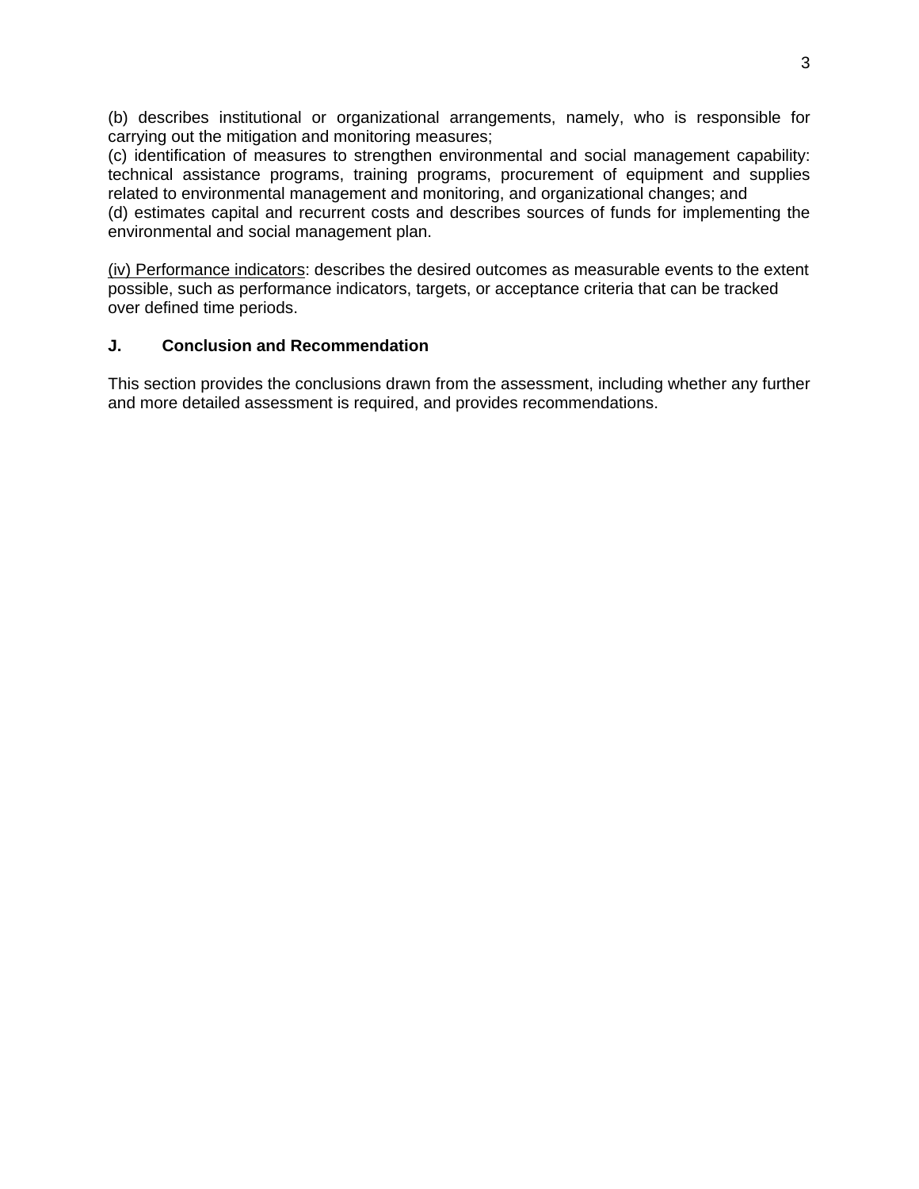(b) describes institutional or organizational arrangements, namely, who is responsible for carrying out the mitigation and monitoring measures;
(c) identification of measures to strengthen environmental and social management capability: technical assistance programs, training programs, procurement of equipment and supplies related to environmental management and monitoring, and organizational changes; and
(d) estimates capital and recurrent costs and describes sources of funds for implementing the environmental and social management plan.

<u>(iv) Performance indicators</u>: describes the desired outcomes as measurable events to the extent possible, such as performance indicators, targets, or acceptance criteria that can be tracked over defined time periods.

### J. Conclusion and Recommendation

This section provides the conclusions drawn from the assessment, including whether any further and more detailed assessment is required, and provides recommendations.